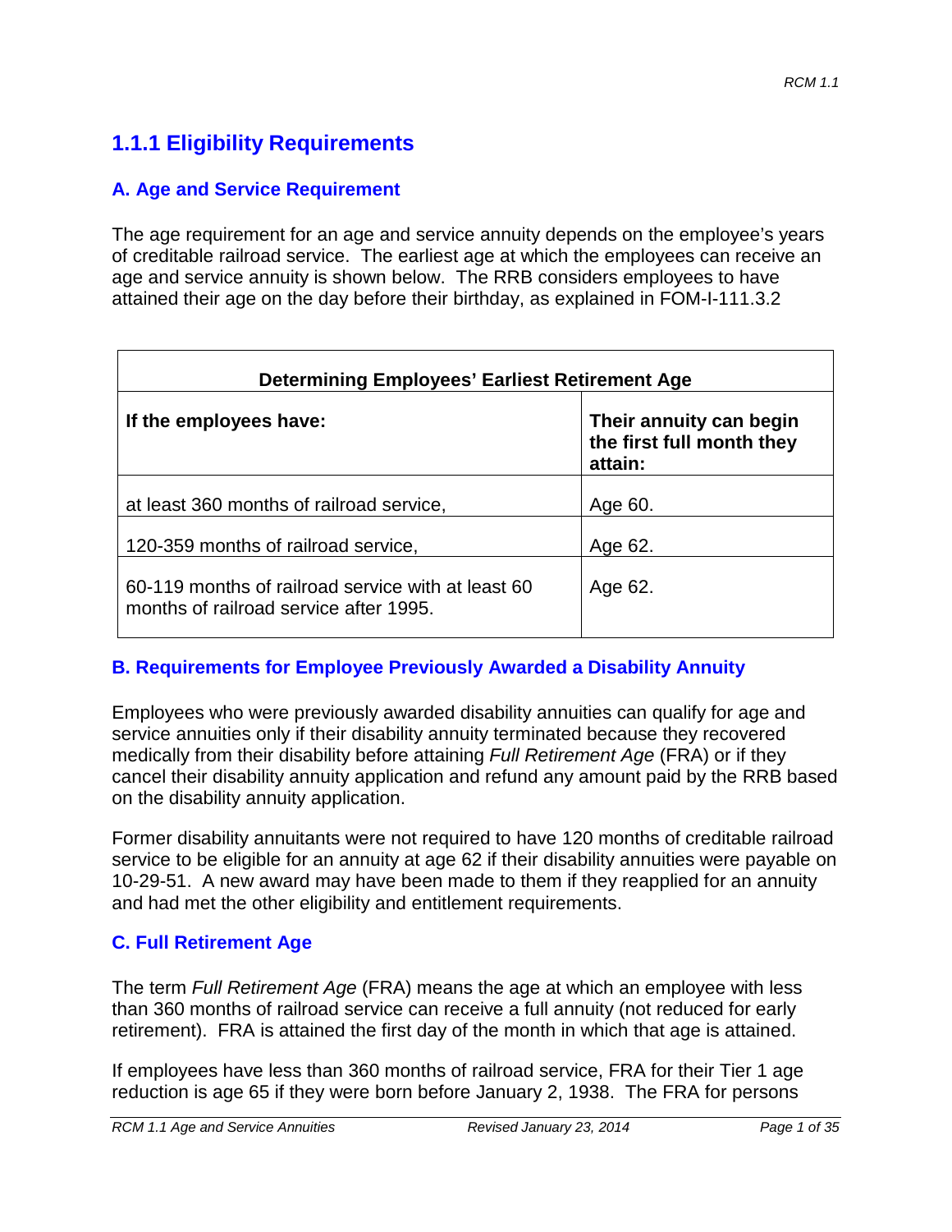# 1.1.1 Eligibility Requirements

## A. Age and Service Requirement

The age requirement for an age and service annuity depends on the employee's years of creditable railroad service. The earliest age at which the employees can receive an age and service annuity is shown below. The RRB considers employees to have attained their age on the day before their birthday, as explained in FOM-I-111.3.2

| Determining Employees' Earliest Retirement Age | |
|---|---|
| **If the employees have:** | **Their annuity can begin the first full month they attain:** |
| at least 360 months of railroad service, | Age 60. |
| 120-359 months of railroad service, | Age 62. |
| 60-119 months of railroad service with at least 60 months of railroad service after 1995. | Age 62. |

## B. Requirements for Employee Previously Awarded a Disability Annuity

Employees who were previously awarded disability annuities can qualify for age and service annuities only if their disability annuity terminated because they recovered medically from their disability before attaining *Full Retirement Age* (FRA) or if they cancel their disability annuity application and refund any amount paid by the RRB based on the disability annuity application.

Former disability annuitants were not required to have 120 months of creditable railroad service to be eligible for an annuity at age 62 if their disability annuities were payable on 10-29-51. A new award may have been made to them if they reapplied for an annuity and had met the other eligibility and entitlement requirements.

## C. Full Retirement Age

The term *Full Retirement Age* (FRA) means the age at which an employee with less than 360 months of railroad service can receive a full annuity (not reduced for early retirement). FRA is attained the first day of the month in which that age is attained.

If employees have less than 360 months of railroad service, FRA for their Tier 1 age reduction is age 65 if they were born before January 2, 1938. The FRA for persons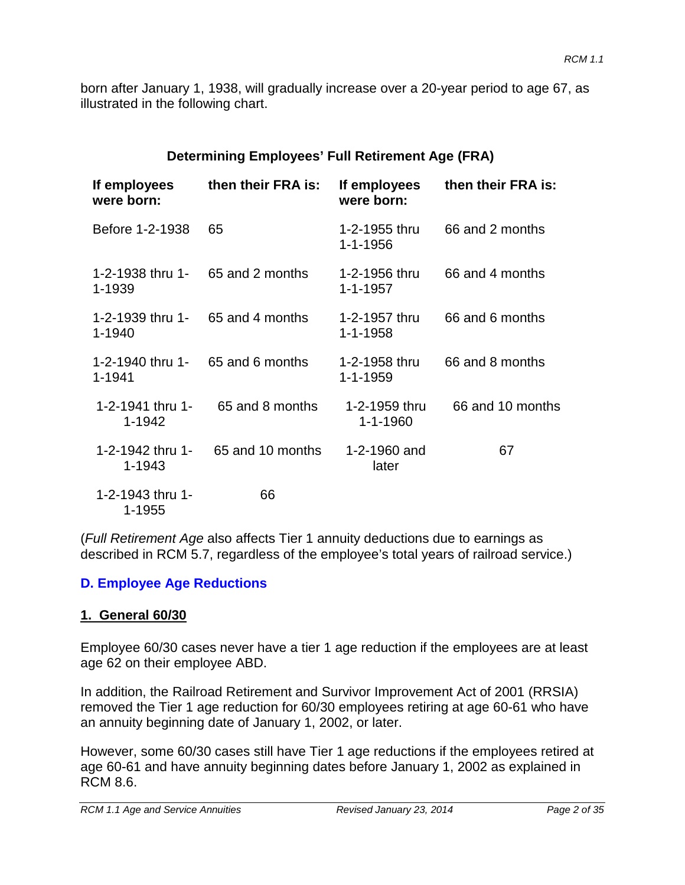born after January 1, 1938, will gradually increase over a 20-year period to age 67, as illustrated in the following chart.

**Determining Employees' Full Retirement Age (FRA)**

| If employees were born: | then their FRA is: | If employees were born: | then their FRA is: |
|---|---|---|---|
| Before 1-2-1938 | 65 | 1-2-1955 thru 1-1-1956 | 66 and 2 months |
| 1-2-1938 thru 1-1-1939 | 65 and 2 months | 1-2-1956 thru 1-1-1957 | 66 and 4 months |
| 1-2-1939 thru 1-1-1940 | 65 and 4 months | 1-2-1957 thru 1-1-1958 | 66 and 6 months |
| 1-2-1940 thru 1-1-1941 | 65 and 6 months | 1-2-1958 thru 1-1-1959 | 66 and 8 months |
| 1-2-1941 thru 1-1-1942 | 65 and 8 months | 1-2-1959 thru 1-1-1960 | 66 and 10 months |
| 1-2-1942 thru 1-1-1943 | 65 and 10 months | 1-2-1960 and later | 67 |
| 1-2-1943 thru 1-1-1955 | 66 | | |

(*Full Retirement Age* also affects Tier 1 annuity deductions due to earnings as described in RCM 5.7, regardless of the employee's total years of railroad service.)

## D. Employee Age Reductions

### 1. General 60/30

Employee 60/30 cases never have a tier 1 age reduction if the employees are at least age 62 on their employee ABD.

In addition, the Railroad Retirement and Survivor Improvement Act of 2001 (RRSIA) removed the Tier 1 age reduction for 60/30 employees retiring at age 60-61 who have an annuity beginning date of January 1, 2002, or later.

However, some 60/30 cases still have Tier 1 age reductions if the employees retired at age 60-61 and have annuity beginning dates before January 1, 2002 as explained in RCM 8.6.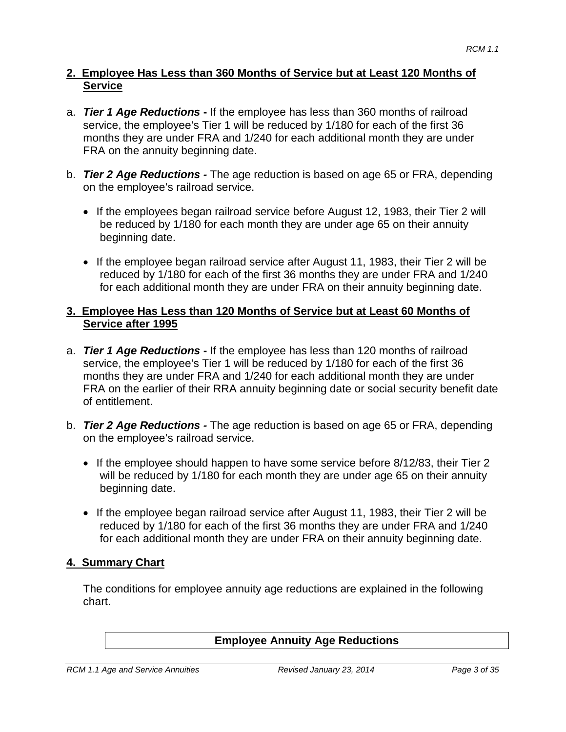## 2. Employee Has Less than 360 Months of Service but at Least 120 Months of Service

a. ***Tier 1 Age Reductions -*** If the employee has less than 360 months of railroad service, the employee's Tier 1 will be reduced by 1/180 for each of the first 36 months they are under FRA and 1/240 for each additional month they are under FRA on the annuity beginning date.

b. ***Tier 2 Age Reductions -*** The age reduction is based on age 65 or FRA, depending on the employee's railroad service.

- If the employees began railroad service before August 12, 1983, their Tier 2 will be reduced by 1/180 for each month they are under age 65 on their annuity beginning date.
- If the employee began railroad service after August 11, 1983, their Tier 2 will be reduced by 1/180 for each of the first 36 months they are under FRA and 1/240 for each additional month they are under FRA on their annuity beginning date.

## 3. Employee Has Less than 120 Months of Service but at Least 60 Months of Service after 1995

a. ***Tier 1 Age Reductions -*** If the employee has less than 120 months of railroad service, the employee's Tier 1 will be reduced by 1/180 for each of the first 36 months they are under FRA and 1/240 for each additional month they are under FRA on the earlier of their RRA annuity beginning date or social security benefit date of entitlement.

b. ***Tier 2 Age Reductions -*** The age reduction is based on age 65 or FRA, depending on the employee's railroad service.

- If the employee should happen to have some service before 8/12/83, their Tier 2 will be reduced by 1/180 for each month they are under age 65 on their annuity beginning date.
- If the employee began railroad service after August 11, 1983, their Tier 2 will be reduced by 1/180 for each of the first 36 months they are under FRA and 1/240 for each additional month they are under FRA on their annuity beginning date.

## 4. Summary Chart

The conditions for employee annuity age reductions are explained in the following chart.

| Employee Annuity Age Reductions |
| --- |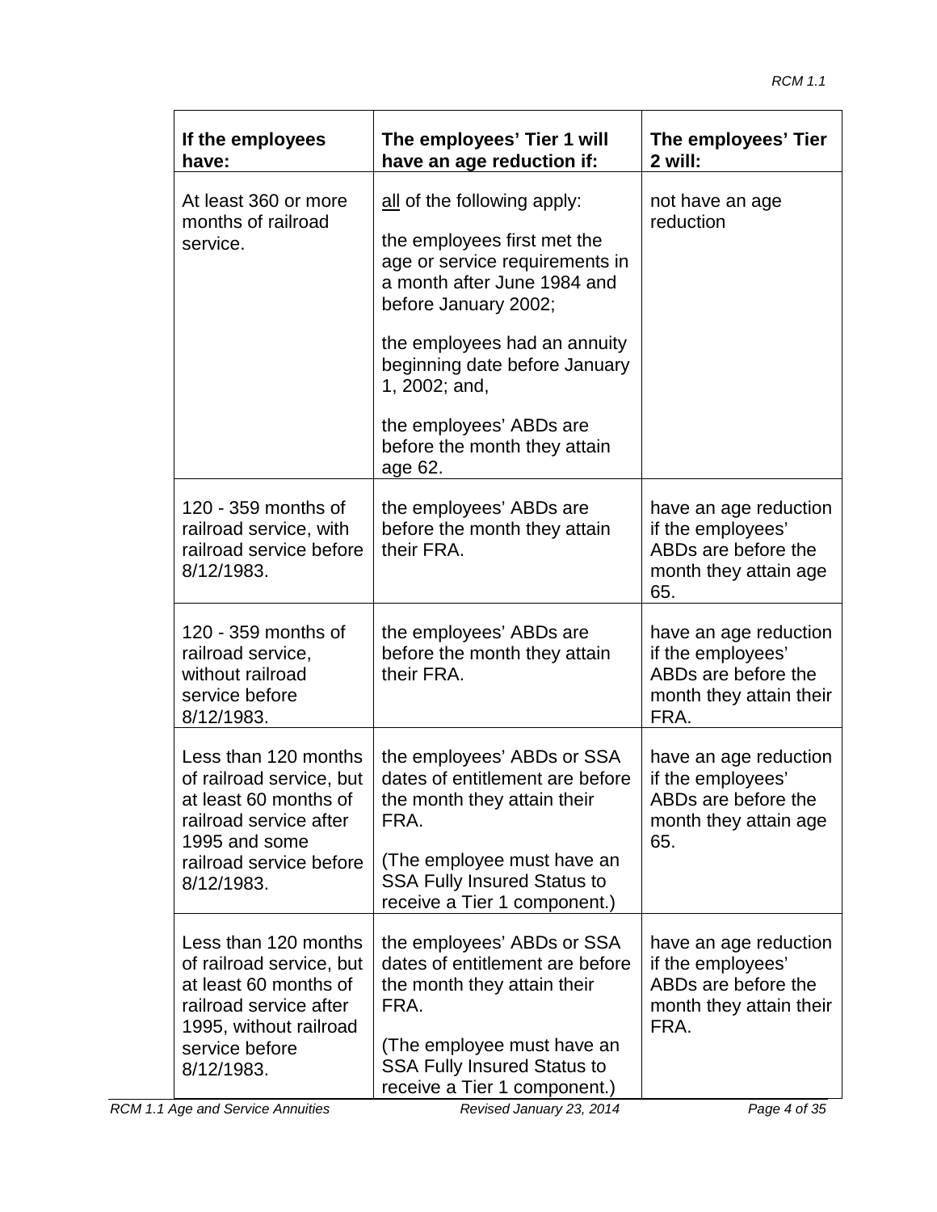| If the employees have: | The employees' Tier 1 will have an age reduction if: | The employees' Tier 2 will: |
|---|---|---|
| At least 360 or more months of railroad service. | <u>all</u> of the following apply:<br><br>the employees first met the age or service requirements in a month after June 1984 and before January 2002;<br><br>the employees had an annuity beginning date before January 1, 2002; and,<br><br>the employees' ABDs are before the month they attain age 62. | not have an age reduction |
| 120 - 359 months of railroad service, with railroad service before 8/12/1983. | the employees' ABDs are before the month they attain their FRA. | have an age reduction if the employees' ABDs are before the month they attain age 65. |
| 120 - 359 months of railroad service, without railroad service before 8/12/1983. | the employees' ABDs are before the month they attain their FRA. | have an age reduction if the employees' ABDs are before the month they attain their FRA. |
| Less than 120 months of railroad service, but at least 60 months of railroad service after 1995 and some railroad service before 8/12/1983. | the employees' ABDs or SSA dates of entitlement are before the month they attain their FRA.<br><br>(The employee must have an SSA Fully Insured Status to receive a Tier 1 component.) | have an age reduction if the employees' ABDs are before the month they attain age 65. |
| Less than 120 months of railroad service, but at least 60 months of railroad service after 1995, without railroad service before 8/12/1983. | the employees' ABDs or SSA dates of entitlement are before the month they attain their FRA.<br><br>(The employee must have an SSA Fully Insured Status to receive a Tier 1 component.) | have an age reduction if the employees' ABDs are before the month they attain their FRA. |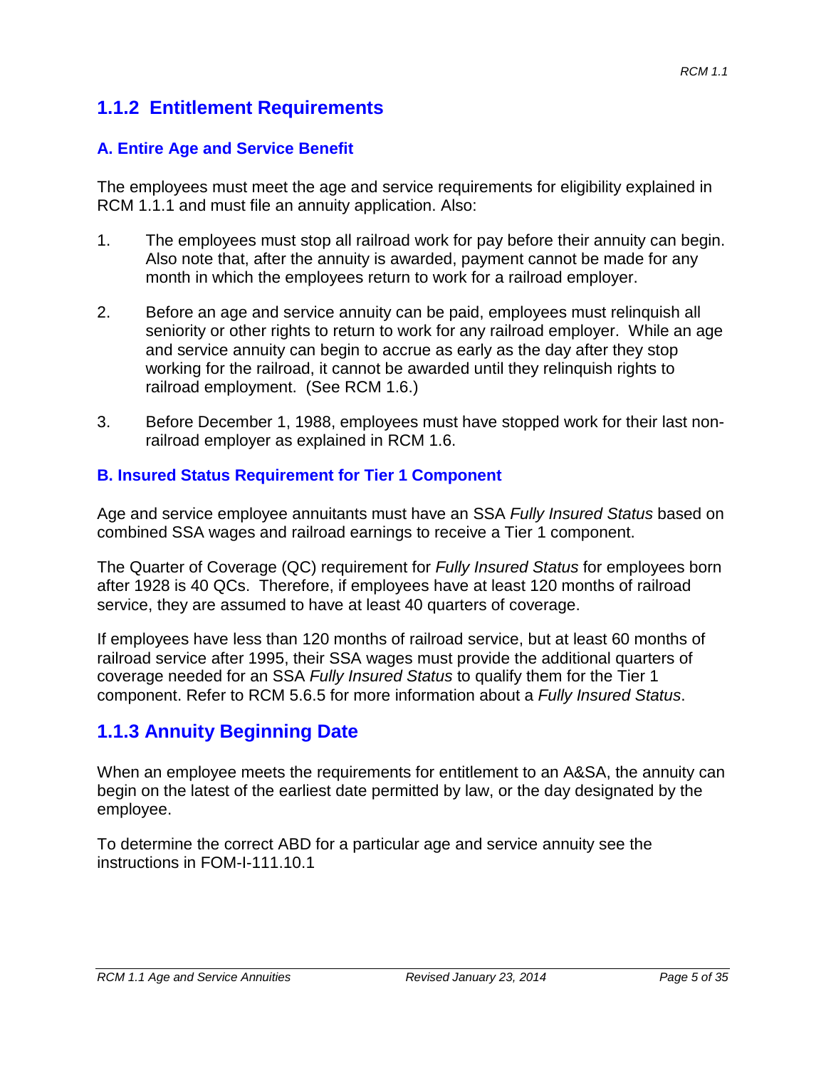## 1.1.2 Entitlement Requirements

### A. Entire Age and Service Benefit

The employees must meet the age and service requirements for eligibility explained in RCM 1.1.1 and must file an annuity application. Also:

1. The employees must stop all railroad work for pay before their annuity can begin. Also note that, after the annuity is awarded, payment cannot be made for any month in which the employees return to work for a railroad employer.

2. Before an age and service annuity can be paid, employees must relinquish all seniority or other rights to return to work for any railroad employer. While an age and service annuity can begin to accrue as early as the day after they stop working for the railroad, it cannot be awarded until they relinquish rights to railroad employment. (See RCM 1.6.)

3. Before December 1, 1988, employees must have stopped work for their last non-railroad employer as explained in RCM 1.6.

### B. Insured Status Requirement for Tier 1 Component

Age and service employee annuitants must have an SSA *Fully Insured Status* based on combined SSA wages and railroad earnings to receive a Tier 1 component.

The Quarter of Coverage (QC) requirement for *Fully Insured Status* for employees born after 1928 is 40 QCs. Therefore, if employees have at least 120 months of railroad service, they are assumed to have at least 40 quarters of coverage.

If employees have less than 120 months of railroad service, but at least 60 months of railroad service after 1995, their SSA wages must provide the additional quarters of coverage needed for an SSA *Fully Insured Status* to qualify them for the Tier 1 component. Refer to RCM 5.6.5 for more information about a *Fully Insured Status*.

## 1.1.3 Annuity Beginning Date

When an employee meets the requirements for entitlement to an A&SA, the annuity can begin on the latest of the earliest date permitted by law, or the day designated by the employee.

To determine the correct ABD for a particular age and service annuity see the instructions in FOM-I-111.10.1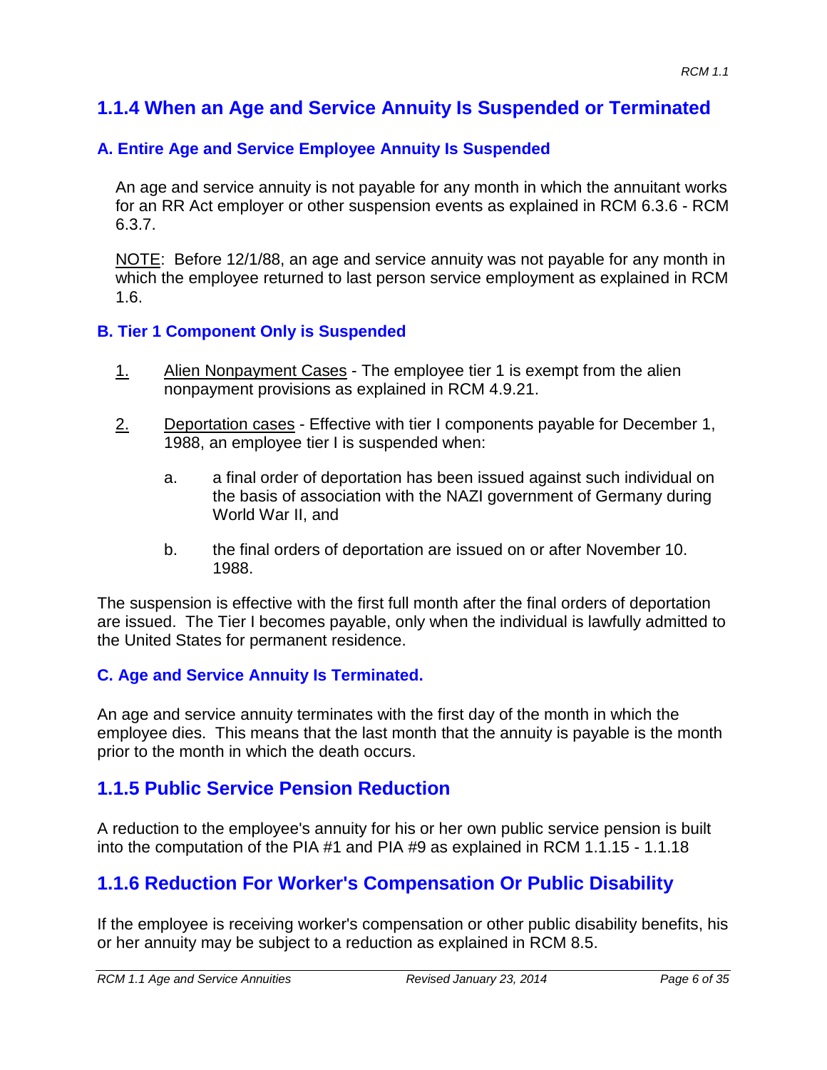## 1.1.4 When an Age and Service Annuity Is Suspended or Terminated

### A. Entire Age and Service Employee Annuity Is Suspended

An age and service annuity is not payable for any month in which the annuitant works for an RR Act employer or other suspension events as explained in RCM 6.3.6 - RCM 6.3.7.

NOTE: Before 12/1/88, an age and service annuity was not payable for any month in which the employee returned to last person service employment as explained in RCM 1.6.

### B. Tier 1 Component Only is Suspended

1. Alien Nonpayment Cases - The employee tier 1 is exempt from the alien nonpayment provisions as explained in RCM 4.9.21.

2. Deportation cases - Effective with tier I components payable for December 1, 1988, an employee tier I is suspended when:

   a. a final order of deportation has been issued against such individual on the basis of association with the NAZI government of Germany during World War II, and

   b. the final orders of deportation are issued on or after November 10. 1988.

The suspension is effective with the first full month after the final orders of deportation are issued. The Tier I becomes payable, only when the individual is lawfully admitted to the United States for permanent residence.

### C. Age and Service Annuity Is Terminated.

An age and service annuity terminates with the first day of the month in which the employee dies. This means that the last month that the annuity is payable is the month prior to the month in which the death occurs.

## 1.1.5 Public Service Pension Reduction

A reduction to the employee's annuity for his or her own public service pension is built into the computation of the PIA #1 and PIA #9 as explained in RCM 1.1.15 - 1.1.18

## 1.1.6 Reduction For Worker's Compensation Or Public Disability

If the employee is receiving worker's compensation or other public disability benefits, his or her annuity may be subject to a reduction as explained in RCM 8.5.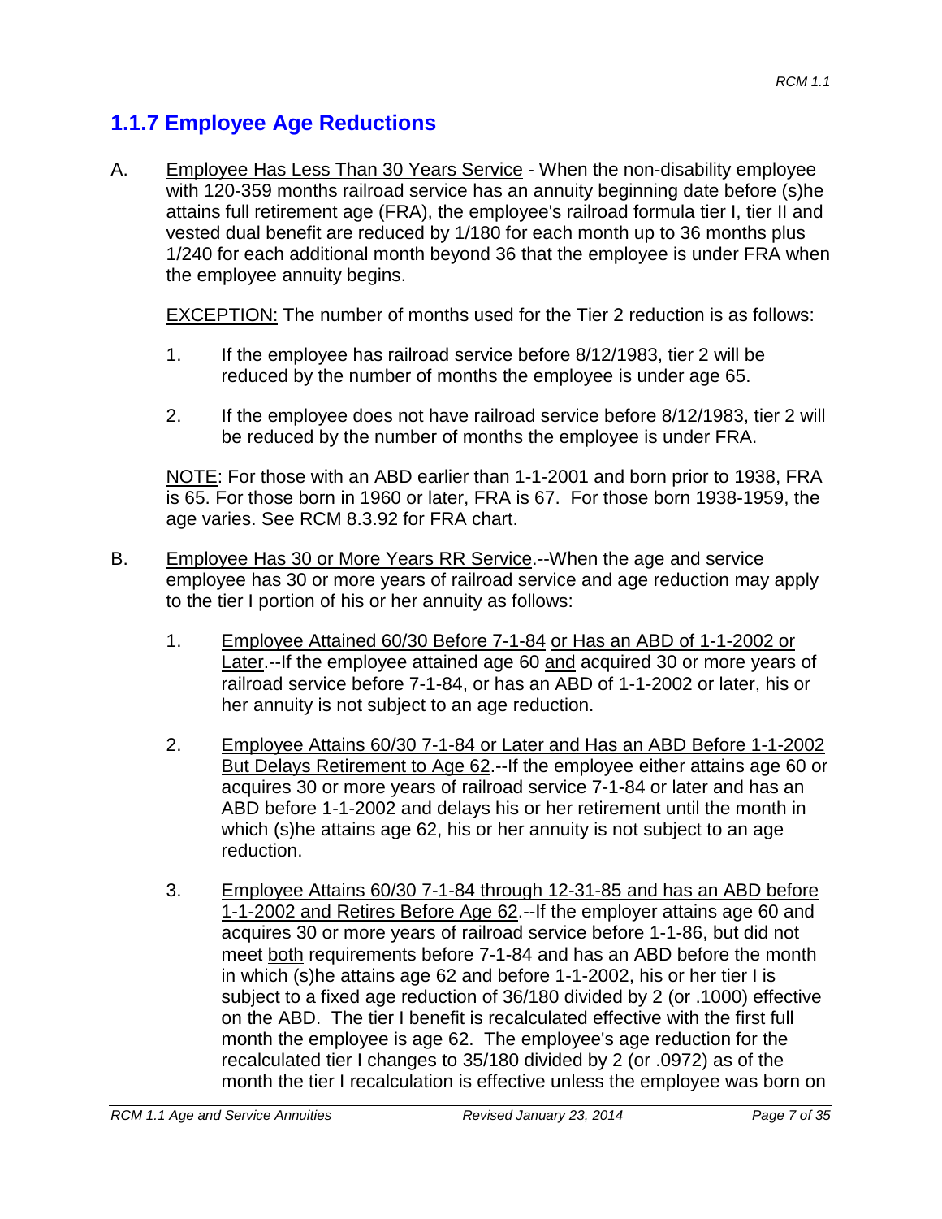## 1.1.7 Employee Age Reductions

A. Employee Has Less Than 30 Years Service - When the non-disability employee with 120-359 months railroad service has an annuity beginning date before (s)he attains full retirement age (FRA), the employee's railroad formula tier I, tier II and vested dual benefit are reduced by 1/180 for each month up to 36 months plus 1/240 for each additional month beyond 36 that the employee is under FRA when the employee annuity begins.

   EXCEPTION: The number of months used for the Tier 2 reduction is as follows:

   1. If the employee has railroad service before 8/12/1983, tier 2 will be reduced by the number of months the employee is under age 65.

   2. If the employee does not have railroad service before 8/12/1983, tier 2 will be reduced by the number of months the employee is under FRA.

   NOTE: For those with an ABD earlier than 1-1-2001 and born prior to 1938, FRA is 65. For those born in 1960 or later, FRA is 67. For those born 1938-1959, the age varies. See RCM 8.3.92 for FRA chart.

B. Employee Has 30 or More Years RR Service.--When the age and service employee has 30 or more years of railroad service and age reduction may apply to the tier I portion of his or her annuity as follows:

   1. Employee Attained 60/30 Before 7-1-84 or Has an ABD of 1-1-2002 or Later.--If the employee attained age 60 and acquired 30 or more years of railroad service before 7-1-84, or has an ABD of 1-1-2002 or later, his or her annuity is not subject to an age reduction.

   2. Employee Attains 60/30 7-1-84 or Later and Has an ABD Before 1-1-2002 But Delays Retirement to Age 62.--If the employee either attains age 60 or acquires 30 or more years of railroad service 7-1-84 or later and has an ABD before 1-1-2002 and delays his or her retirement until the month in which (s)he attains age 62, his or her annuity is not subject to an age reduction.

   3. Employee Attains 60/30 7-1-84 through 12-31-85 and has an ABD before 1-1-2002 and Retires Before Age 62.--If the employer attains age 60 and acquires 30 or more years of railroad service before 1-1-86, but did not meet both requirements before 7-1-84 and has an ABD before the month in which (s)he attains age 62 and before 1-1-2002, his or her tier I is subject to a fixed age reduction of 36/180 divided by 2 (or .1000) effective on the ABD. The tier I benefit is recalculated effective with the first full month the employee is age 62. The employee's age reduction for the recalculated tier I changes to 35/180 divided by 2 (or .0972) as of the month the tier I recalculation is effective unless the employee was born on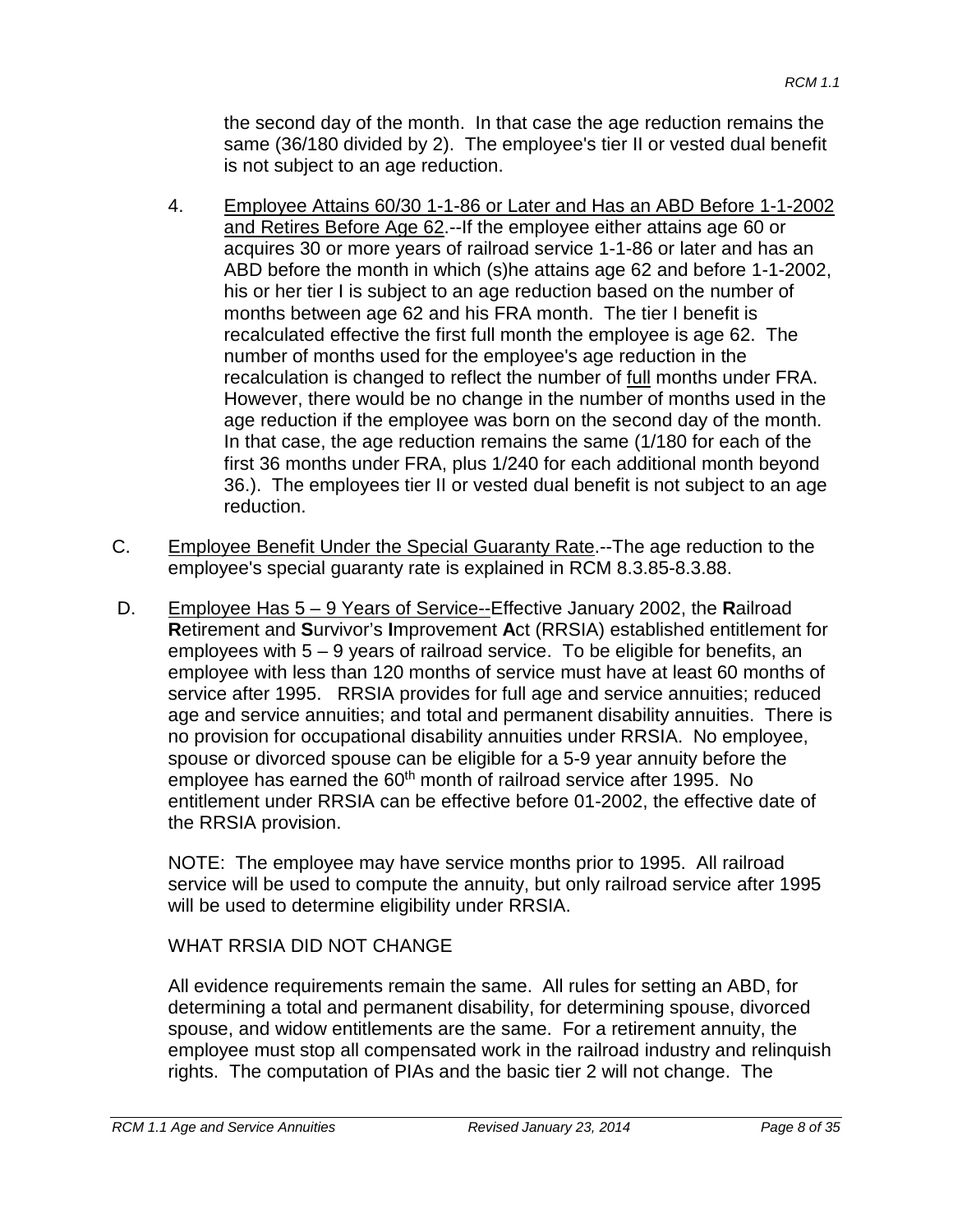the second day of the month. In that case the age reduction remains the same (36/180 divided by 2). The employee's tier II or vested dual benefit is not subject to an age reduction.

4. Employee Attains 60/30 1-1-86 or Later and Has an ABD Before 1-1-2002 and Retires Before Age 62.--If the employee either attains age 60 or acquires 30 or more years of railroad service 1-1-86 or later and has an ABD before the month in which (s)he attains age 62 and before 1-1-2002, his or her tier I is subject to an age reduction based on the number of months between age 62 and his FRA month. The tier I benefit is recalculated effective the first full month the employee is age 62. The number of months used for the employee's age reduction in the recalculation is changed to reflect the number of full months under FRA. However, there would be no change in the number of months used in the age reduction if the employee was born on the second day of the month. In that case, the age reduction remains the same (1/180 for each of the first 36 months under FRA, plus 1/240 for each additional month beyond 36.). The employees tier II or vested dual benefit is not subject to an age reduction.

C. Employee Benefit Under the Special Guaranty Rate.--The age reduction to the employee's special guaranty rate is explained in RCM 8.3.85-8.3.88.

D. Employee Has 5 – 9 Years of Service--Effective January 2002, the **R**ailroad **R**etirement and **S**urvivor's **I**mprovement **A**ct (RRSIA) established entitlement for employees with 5 – 9 years of railroad service. To be eligible for benefits, an employee with less than 120 months of service must have at least 60 months of service after 1995. RRSIA provides for full age and service annuities; reduced age and service annuities; and total and permanent disability annuities. There is no provision for occupational disability annuities under RRSIA. No employee, spouse or divorced spouse can be eligible for a 5-9 year annuity before the employee has earned the 60th month of railroad service after 1995. No entitlement under RRSIA can be effective before 01-2002, the effective date of the RRSIA provision.

NOTE: The employee may have service months prior to 1995. All railroad service will be used to compute the annuity, but only railroad service after 1995 will be used to determine eligibility under RRSIA.

WHAT RRSIA DID NOT CHANGE

All evidence requirements remain the same. All rules for setting an ABD, for determining a total and permanent disability, for determining spouse, divorced spouse, and widow entitlements are the same. For a retirement annuity, the employee must stop all compensated work in the railroad industry and relinquish rights. The computation of PIAs and the basic tier 2 will not change. The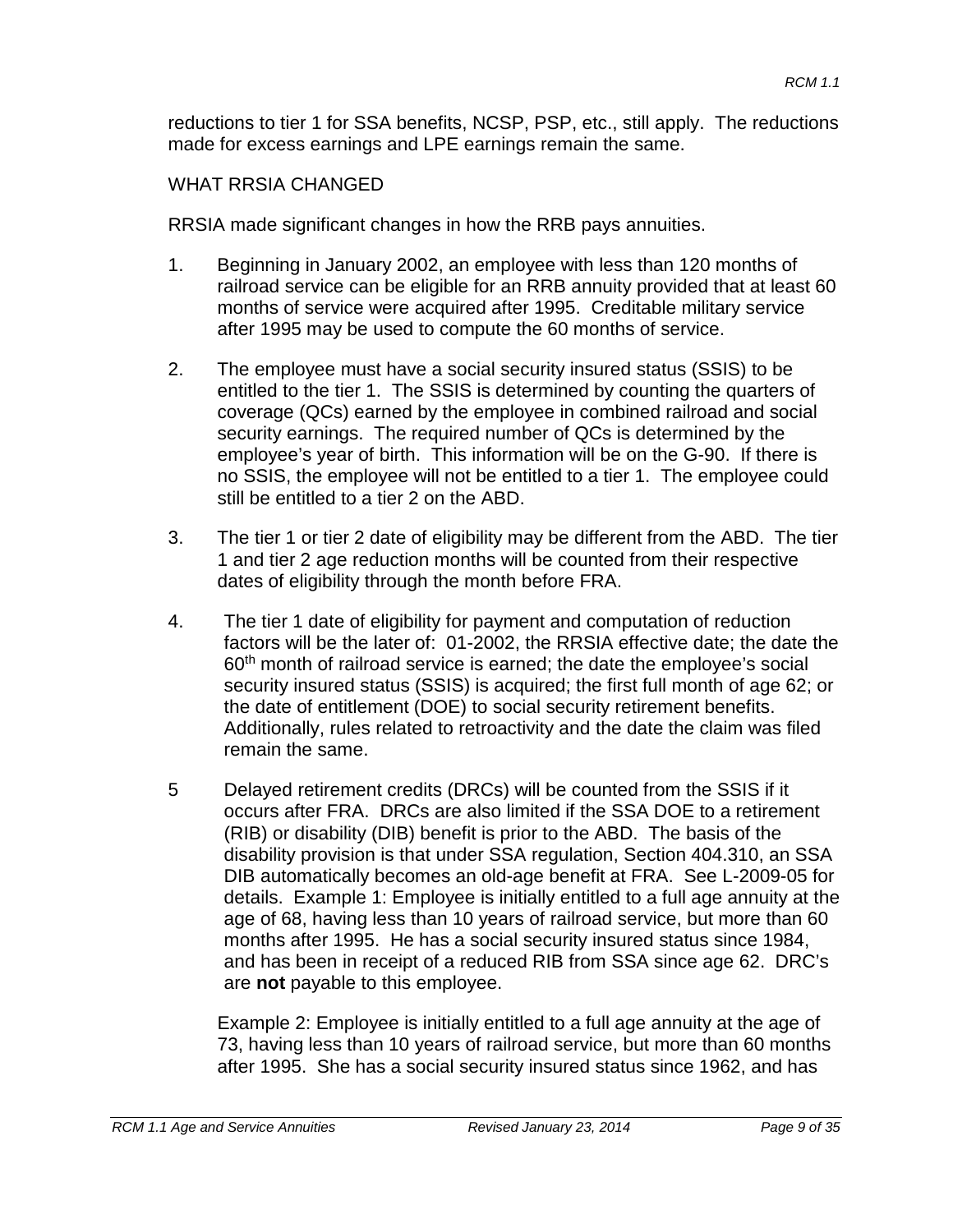reductions to tier 1 for SSA benefits, NCSP, PSP, etc., still apply. The reductions made for excess earnings and LPE earnings remain the same.

WHAT RRSIA CHANGED

RRSIA made significant changes in how the RRB pays annuities.

1. Beginning in January 2002, an employee with less than 120 months of railroad service can be eligible for an RRB annuity provided that at least 60 months of service were acquired after 1995. Creditable military service after 1995 may be used to compute the 60 months of service.

2. The employee must have a social security insured status (SSIS) to be entitled to the tier 1. The SSIS is determined by counting the quarters of coverage (QCs) earned by the employee in combined railroad and social security earnings. The required number of QCs is determined by the employee's year of birth. This information will be on the G-90. If there is no SSIS, the employee will not be entitled to a tier 1. The employee could still be entitled to a tier 2 on the ABD.

3. The tier 1 or tier 2 date of eligibility may be different from the ABD. The tier 1 and tier 2 age reduction months will be counted from their respective dates of eligibility through the month before FRA.

4. The tier 1 date of eligibility for payment and computation of reduction factors will be the later of: 01-2002, the RRSIA effective date; the date the 60th month of railroad service is earned; the date the employee's social security insured status (SSIS) is acquired; the first full month of age 62; or the date of entitlement (DOE) to social security retirement benefits. Additionally, rules related to retroactivity and the date the claim was filed remain the same.

5 Delayed retirement credits (DRCs) will be counted from the SSIS if it occurs after FRA. DRCs are also limited if the SSA DOE to a retirement (RIB) or disability (DIB) benefit is prior to the ABD. The basis of the disability provision is that under SSA regulation, Section 404.310, an SSA DIB automatically becomes an old-age benefit at FRA. See L-2009-05 for details. Example 1: Employee is initially entitled to a full age annuity at the age of 68, having less than 10 years of railroad service, but more than 60 months after 1995. He has a social security insured status since 1984, and has been in receipt of a reduced RIB from SSA since age 62. DRC's are **not** payable to this employee.

   Example 2: Employee is initially entitled to a full age annuity at the age of 73, having less than 10 years of railroad service, but more than 60 months after 1995. She has a social security insured status since 1962, and has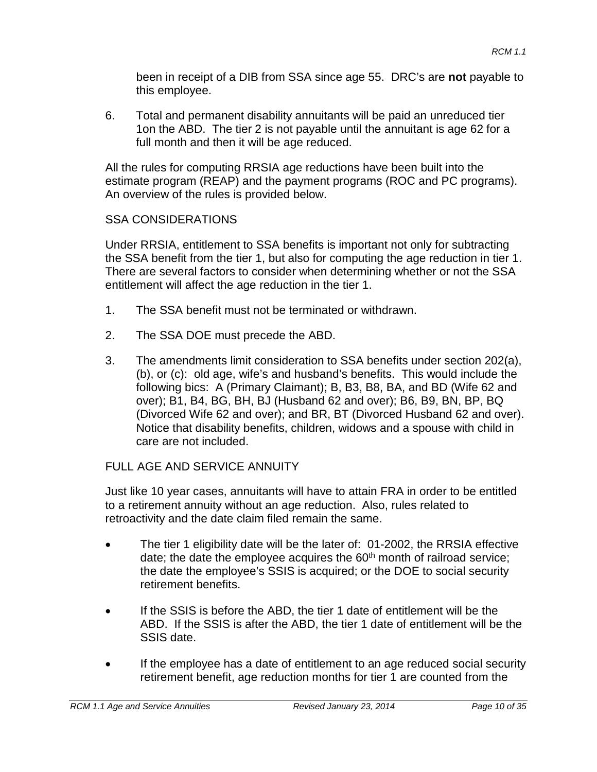been in receipt of a DIB from SSA since age 55. DRC's are **not** payable to this employee.

6. Total and permanent disability annuitants will be paid an unreduced tier 1on the ABD. The tier 2 is not payable until the annuitant is age 62 for a full month and then it will be age reduced.

All the rules for computing RRSIA age reductions have been built into the estimate program (REAP) and the payment programs (ROC and PC programs). An overview of the rules is provided below.

SSA CONSIDERATIONS

Under RRSIA, entitlement to SSA benefits is important not only for subtracting the SSA benefit from the tier 1, but also for computing the age reduction in tier 1. There are several factors to consider when determining whether or not the SSA entitlement will affect the age reduction in the tier 1.

1. The SSA benefit must not be terminated or withdrawn.
2. The SSA DOE must precede the ABD.
3. The amendments limit consideration to SSA benefits under section 202(a), (b), or (c): old age, wife's and husband's benefits. This would include the following bics: A (Primary Claimant); B, B3, B8, BA, and BD (Wife 62 and over); B1, B4, BG, BH, BJ (Husband 62 and over); B6, B9, BN, BP, BQ (Divorced Wife 62 and over); and BR, BT (Divorced Husband 62 and over). Notice that disability benefits, children, widows and a spouse with child in care are not included.

FULL AGE AND SERVICE ANNUITY

Just like 10 year cases, annuitants will have to attain FRA in order to be entitled to a retirement annuity without an age reduction. Also, rules related to retroactivity and the date claim filed remain the same.

- The tier 1 eligibility date will be the later of: 01-2002, the RRSIA effective date; the date the employee acquires the 60th month of railroad service; the date the employee's SSIS is acquired; or the DOE to social security retirement benefits.
- If the SSIS is before the ABD, the tier 1 date of entitlement will be the ABD. If the SSIS is after the ABD, the tier 1 date of entitlement will be the SSIS date.
- If the employee has a date of entitlement to an age reduced social security retirement benefit, age reduction months for tier 1 are counted from the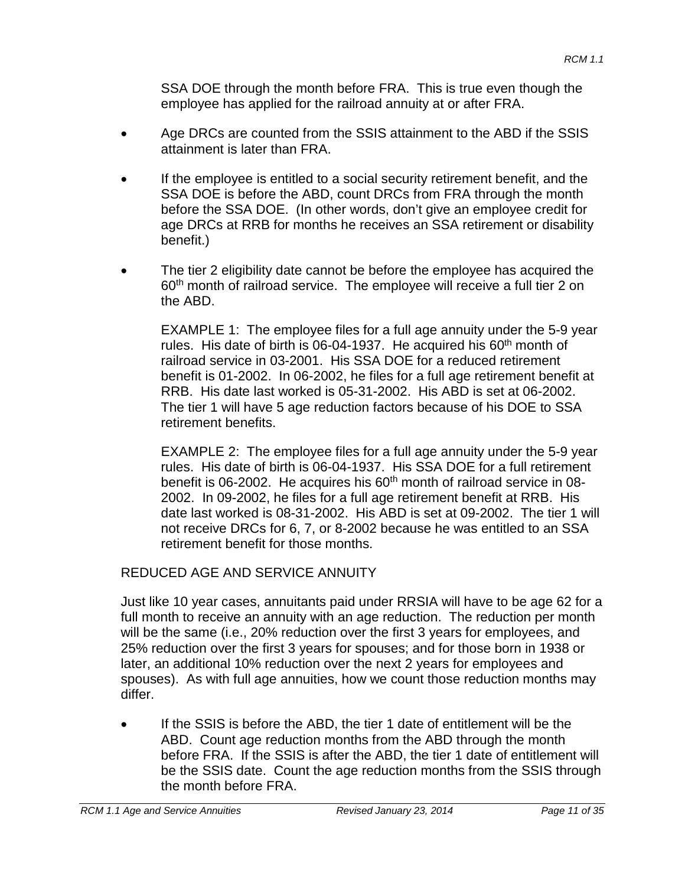SSA DOE through the month before FRA. This is true even though the employee has applied for the railroad annuity at or after FRA.

- Age DRCs are counted from the SSIS attainment to the ABD if the SSIS attainment is later than FRA.

- If the employee is entitled to a social security retirement benefit, and the SSA DOE is before the ABD, count DRCs from FRA through the month before the SSA DOE. (In other words, don't give an employee credit for age DRCs at RRB for months he receives an SSA retirement or disability benefit.)

- The tier 2 eligibility date cannot be before the employee has acquired the 60th month of railroad service. The employee will receive a full tier 2 on the ABD.

  EXAMPLE 1: The employee files for a full age annuity under the 5-9 year rules. His date of birth is 06-04-1937. He acquired his 60th month of railroad service in 03-2001. His SSA DOE for a reduced retirement benefit is 01-2002. In 06-2002, he files for a full age retirement benefit at RRB. His date last worked is 05-31-2002. His ABD is set at 06-2002. The tier 1 will have 5 age reduction factors because of his DOE to SSA retirement benefits.

  EXAMPLE 2: The employee files for a full age annuity under the 5-9 year rules. His date of birth is 06-04-1937. His SSA DOE for a full retirement benefit is 06-2002. He acquires his 60th month of railroad service in 08-2002. In 09-2002, he files for a full age retirement benefit at RRB. His date last worked is 08-31-2002. His ABD is set at 09-2002. The tier 1 will not receive DRCs for 6, 7, or 8-2002 because he was entitled to an SSA retirement benefit for those months.

REDUCED AGE AND SERVICE ANNUITY

Just like 10 year cases, annuitants paid under RRSIA will have to be age 62 for a full month to receive an annuity with an age reduction. The reduction per month will be the same (i.e., 20% reduction over the first 3 years for employees, and 25% reduction over the first 3 years for spouses; and for those born in 1938 or later, an additional 10% reduction over the next 2 years for employees and spouses). As with full age annuities, how we count those reduction months may differ.

- If the SSIS is before the ABD, the tier 1 date of entitlement will be the ABD. Count age reduction months from the ABD through the month before FRA. If the SSIS is after the ABD, the tier 1 date of entitlement will be the SSIS date. Count the age reduction months from the SSIS through the month before FRA.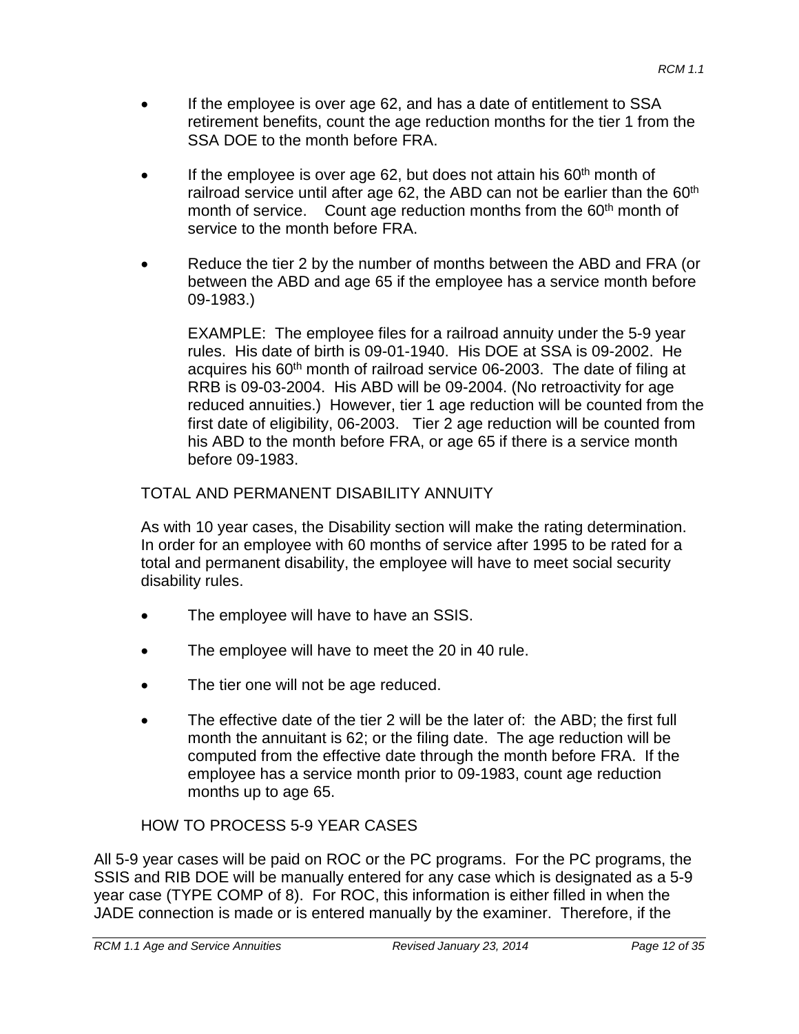- If the employee is over age 62, and has a date of entitlement to SSA retirement benefits, count the age reduction months for the tier 1 from the SSA DOE to the month before FRA.

- If the employee is over age 62, but does not attain his 60th month of railroad service until after age 62, the ABD can not be earlier than the 60th month of service. Count age reduction months from the 60th month of service to the month before FRA.

- Reduce the tier 2 by the number of months between the ABD and FRA (or between the ABD and age 65 if the employee has a service month before 09-1983.)

  EXAMPLE: The employee files for a railroad annuity under the 5-9 year rules. His date of birth is 09-01-1940. His DOE at SSA is 09-2002. He acquires his 60th month of railroad service 06-2003. The date of filing at RRB is 09-03-2004. His ABD will be 09-2004. (No retroactivity for age reduced annuities.) However, tier 1 age reduction will be counted from the first date of eligibility, 06-2003. Tier 2 age reduction will be counted from his ABD to the month before FRA, or age 65 if there is a service month before 09-1983.

TOTAL AND PERMANENT DISABILITY ANNUITY

As with 10 year cases, the Disability section will make the rating determination. In order for an employee with 60 months of service after 1995 to be rated for a total and permanent disability, the employee will have to meet social security disability rules.

- The employee will have to have an SSIS.

- The employee will have to meet the 20 in 40 rule.

- The tier one will not be age reduced.

- The effective date of the tier 2 will be the later of: the ABD; the first full month the annuitant is 62; or the filing date. The age reduction will be computed from the effective date through the month before FRA. If the employee has a service month prior to 09-1983, count age reduction months up to age 65.

HOW TO PROCESS 5-9 YEAR CASES

All 5-9 year cases will be paid on ROC or the PC programs. For the PC programs, the SSIS and RIB DOE will be manually entered for any case which is designated as a 5-9 year case (TYPE COMP of 8). For ROC, this information is either filled in when the JADE connection is made or is entered manually by the examiner. Therefore, if the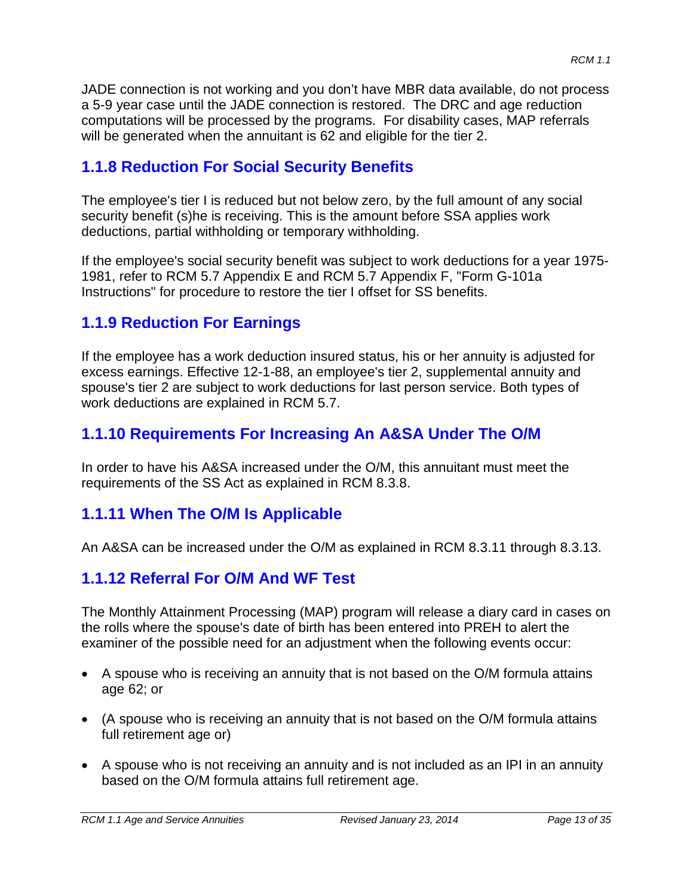JADE connection is not working and you don't have MBR data available, do not process a 5-9 year case until the JADE connection is restored. The DRC and age reduction computations will be processed by the programs. For disability cases, MAP referrals will be generated when the annuitant is 62 and eligible for the tier 2.

### 1.1.8 Reduction For Social Security Benefits

The employee's tier I is reduced but not below zero, by the full amount of any social security benefit (s)he is receiving. This is the amount before SSA applies work deductions, partial withholding or temporary withholding.

If the employee's social security benefit was subject to work deductions for a year 1975-1981, refer to RCM 5.7 Appendix E and RCM 5.7 Appendix F, "Form G-101a Instructions" for procedure to restore the tier I offset for SS benefits.

### 1.1.9 Reduction For Earnings

If the employee has a work deduction insured status, his or her annuity is adjusted for excess earnings. Effective 12-1-88, an employee's tier 2, supplemental annuity and spouse's tier 2 are subject to work deductions for last person service. Both types of work deductions are explained in RCM 5.7.

### 1.1.10 Requirements For Increasing An A&SA Under The O/M

In order to have his A&SA increased under the O/M, this annuitant must meet the requirements of the SS Act as explained in RCM 8.3.8.

### 1.1.11 When The O/M Is Applicable

An A&SA can be increased under the O/M as explained in RCM 8.3.11 through 8.3.13.

### 1.1.12 Referral For O/M And WF Test

The Monthly Attainment Processing (MAP) program will release a diary card in cases on the rolls where the spouse's date of birth has been entered into PREH to alert the examiner of the possible need for an adjustment when the following events occur:

- A spouse who is receiving an annuity that is not based on the O/M formula attains age 62; or
- (A spouse who is receiving an annuity that is not based on the O/M formula attains full retirement age or)
- A spouse who is not receiving an annuity and is not included as an IPI in an annuity based on the O/M formula attains full retirement age.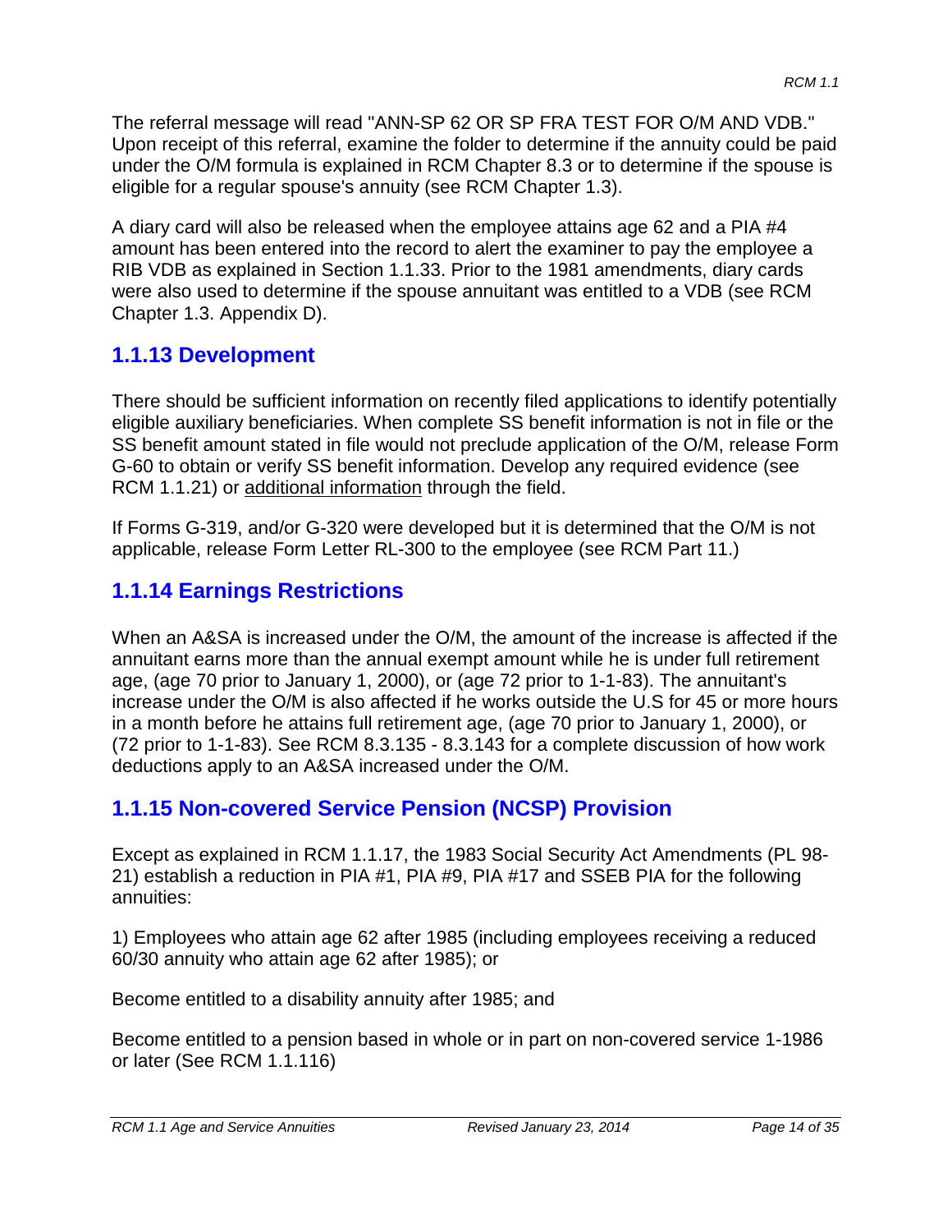The referral message will read "ANN-SP 62 OR SP FRA TEST FOR O/M AND VDB." Upon receipt of this referral, examine the folder to determine if the annuity could be paid under the O/M formula is explained in RCM Chapter 8.3 or to determine if the spouse is eligible for a regular spouse's annuity (see RCM Chapter 1.3).

A diary card will also be released when the employee attains age 62 and a PIA #4 amount has been entered into the record to alert the examiner to pay the employee a RIB VDB as explained in Section 1.1.33. Prior to the 1981 amendments, diary cards were also used to determine if the spouse annuitant was entitled to a VDB (see RCM Chapter 1.3. Appendix D).

## 1.1.13 Development

There should be sufficient information on recently filed applications to identify potentially eligible auxiliary beneficiaries. When complete SS benefit information is not in file or the SS benefit amount stated in file would not preclude application of the O/M, release Form G-60 to obtain or verify SS benefit information. Develop any required evidence (see RCM 1.1.21) or additional information through the field.

If Forms G-319, and/or G-320 were developed but it is determined that the O/M is not applicable, release Form Letter RL-300 to the employee (see RCM Part 11.)

## 1.1.14 Earnings Restrictions

When an A&SA is increased under the O/M, the amount of the increase is affected if the annuitant earns more than the annual exempt amount while he is under full retirement age, (age 70 prior to January 1, 2000), or (age 72 prior to 1-1-83). The annuitant's increase under the O/M is also affected if he works outside the U.S for 45 or more hours in a month before he attains full retirement age, (age 70 prior to January 1, 2000), or (72 prior to 1-1-83). See RCM 8.3.135 - 8.3.143 for a complete discussion of how work deductions apply to an A&SA increased under the O/M.

## 1.1.15 Non-covered Service Pension (NCSP) Provision

Except as explained in RCM 1.1.17, the 1983 Social Security Act Amendments (PL 98-21) establish a reduction in PIA #1, PIA #9, PIA #17 and SSEB PIA for the following annuities:

1) Employees who attain age 62 after 1985 (including employees receiving a reduced 60/30 annuity who attain age 62 after 1985); or

Become entitled to a disability annuity after 1985; and

Become entitled to a pension based in whole or in part on non-covered service 1-1986 or later (See RCM 1.1.116)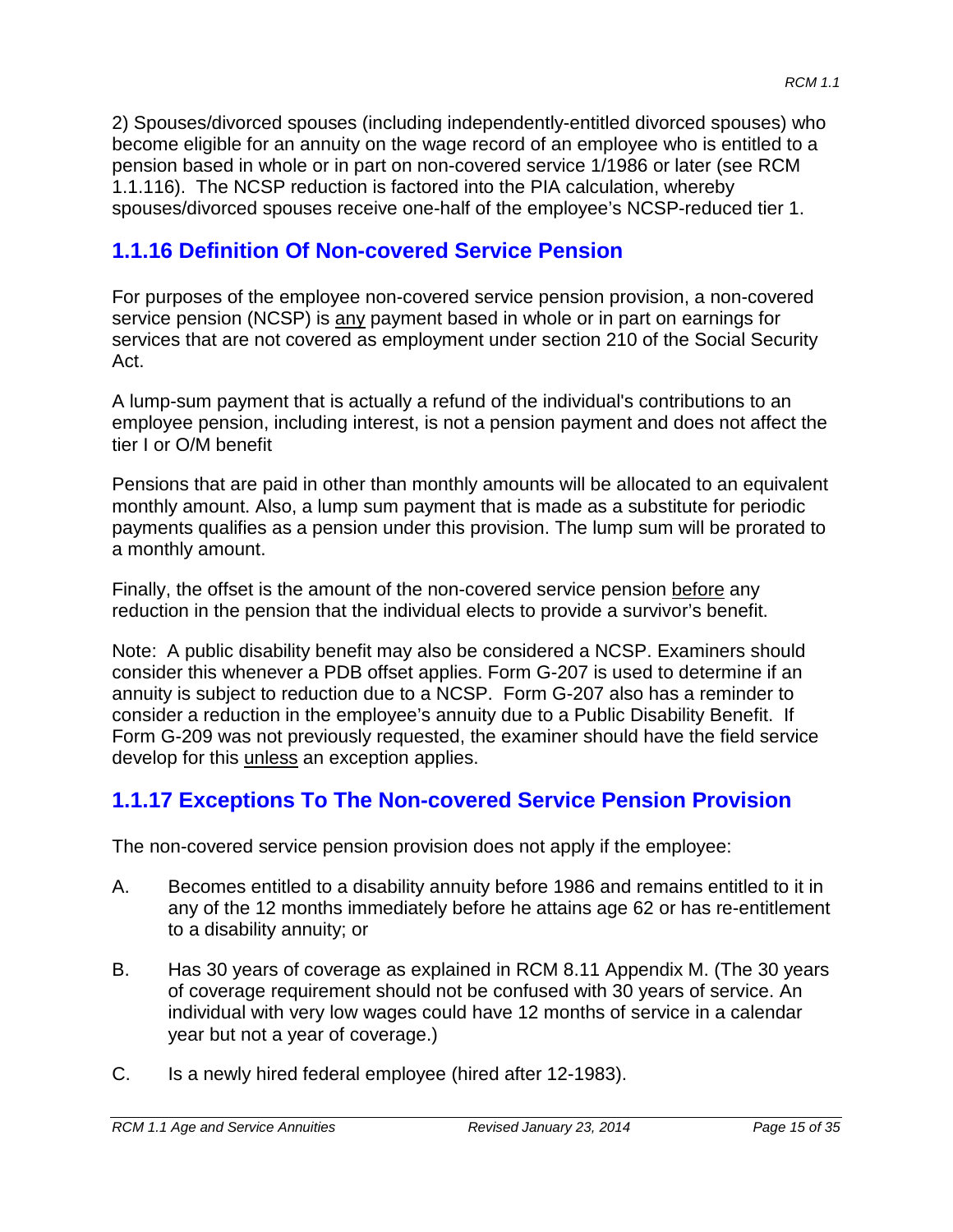2) Spouses/divorced spouses (including independently-entitled divorced spouses) who become eligible for an annuity on the wage record of an employee who is entitled to a pension based in whole or in part on non-covered service 1/1986 or later (see RCM 1.1.116). The NCSP reduction is factored into the PIA calculation, whereby spouses/divorced spouses receive one-half of the employee's NCSP-reduced tier 1.

## 1.1.16 Definition Of Non-covered Service Pension

For purposes of the employee non-covered service pension provision, a non-covered service pension (NCSP) is any payment based in whole or in part on earnings for services that are not covered as employment under section 210 of the Social Security Act.

A lump-sum payment that is actually a refund of the individual's contributions to an employee pension, including interest, is not a pension payment and does not affect the tier I or O/M benefit

Pensions that are paid in other than monthly amounts will be allocated to an equivalent monthly amount. Also, a lump sum payment that is made as a substitute for periodic payments qualifies as a pension under this provision. The lump sum will be prorated to a monthly amount.

Finally, the offset is the amount of the non-covered service pension before any reduction in the pension that the individual elects to provide a survivor's benefit.

Note: A public disability benefit may also be considered a NCSP. Examiners should consider this whenever a PDB offset applies. Form G-207 is used to determine if an annuity is subject to reduction due to a NCSP. Form G-207 also has a reminder to consider a reduction in the employee's annuity due to a Public Disability Benefit. If Form G-209 was not previously requested, the examiner should have the field service develop for this unless an exception applies.

## 1.1.17 Exceptions To The Non-covered Service Pension Provision

The non-covered service pension provision does not apply if the employee:

A. Becomes entitled to a disability annuity before 1986 and remains entitled to it in any of the 12 months immediately before he attains age 62 or has re-entitlement to a disability annuity; or

B. Has 30 years of coverage as explained in RCM 8.11 Appendix M. (The 30 years of coverage requirement should not be confused with 30 years of service. An individual with very low wages could have 12 months of service in a calendar year but not a year of coverage.)

C. Is a newly hired federal employee (hired after 12-1983).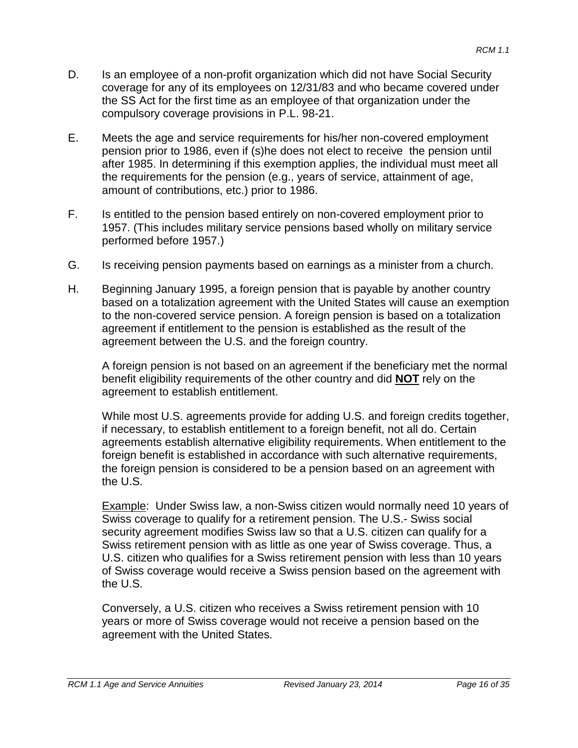D. Is an employee of a non-profit organization which did not have Social Security coverage for any of its employees on 12/31/83 and who became covered under the SS Act for the first time as an employee of that organization under the compulsory coverage provisions in P.L. 98-21.

E. Meets the age and service requirements for his/her non-covered employment pension prior to 1986, even if (s)he does not elect to receive the pension until after 1985. In determining if this exemption applies, the individual must meet all the requirements for the pension (e.g., years of service, attainment of age, amount of contributions, etc.) prior to 1986.

F. Is entitled to the pension based entirely on non-covered employment prior to 1957. (This includes military service pensions based wholly on military service performed before 1957.)

G. Is receiving pension payments based on earnings as a minister from a church.

H. Beginning January 1995, a foreign pension that is payable by another country based on a totalization agreement with the United States will cause an exemption to the non-covered service pension. A foreign pension is based on a totalization agreement if entitlement to the pension is established as the result of the agreement between the U.S. and the foreign country.

A foreign pension is not based on an agreement if the beneficiary met the normal benefit eligibility requirements of the other country and did **NOT** rely on the agreement to establish entitlement.

While most U.S. agreements provide for adding U.S. and foreign credits together, if necessary, to establish entitlement to a foreign benefit, not all do. Certain agreements establish alternative eligibility requirements. When entitlement to the foreign benefit is established in accordance with such alternative requirements, the foreign pension is considered to be a pension based on an agreement with the U.S.

<u>Example</u>: Under Swiss law, a non-Swiss citizen would normally need 10 years of Swiss coverage to qualify for a retirement pension. The U.S.- Swiss social security agreement modifies Swiss law so that a U.S. citizen can qualify for a Swiss retirement pension with as little as one year of Swiss coverage. Thus, a U.S. citizen who qualifies for a Swiss retirement pension with less than 10 years of Swiss coverage would receive a Swiss pension based on the agreement with the U.S.

Conversely, a U.S. citizen who receives a Swiss retirement pension with 10 years or more of Swiss coverage would not receive a pension based on the agreement with the United States.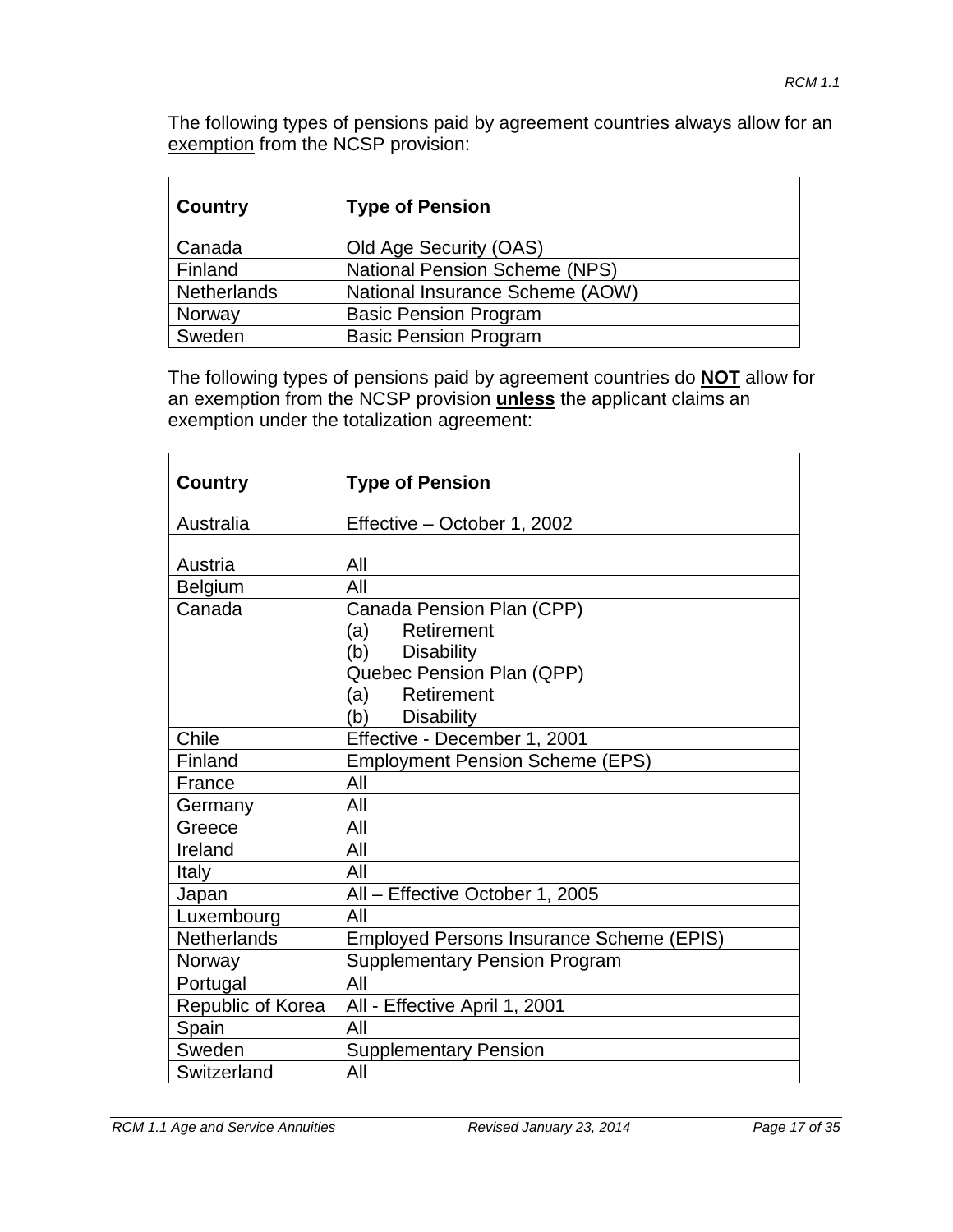The following types of pensions paid by agreement countries always allow for an <u>exemption</u> from the NCSP provision:

| Country | Type of Pension |
|---|---|
| Canada | Old Age Security (OAS) |
| Finland | National Pension Scheme (NPS) |
| Netherlands | National Insurance Scheme (AOW) |
| Norway | Basic Pension Program |
| Sweden | Basic Pension Program |

The following types of pensions paid by agreement countries do **<u>NOT</u>** allow for an exemption from the NCSP provision **<u>unless</u>** the applicant claims an exemption under the totalization agreement:

| Country | Type of Pension |
|---|---|
| Australia | Effective – October 1, 2002 |
| Austria | All |
| Belgium | All |
| Canada | Canada Pension Plan (CPP)<br>(a) Retirement<br>(b) Disability<br>Quebec Pension Plan (QPP)<br>(a) Retirement<br>(b) Disability |
| Chile | Effective - December 1, 2001 |
| Finland | Employment Pension Scheme (EPS) |
| France | All |
| Germany | All |
| Greece | All |
| Ireland | All |
| Italy | All |
| Japan | All – Effective October 1, 2005 |
| Luxembourg | All |
| Netherlands | Employed Persons Insurance Scheme (EPIS) |
| Norway | Supplementary Pension Program |
| Portugal | All |
| Republic of Korea | All - Effective April 1, 2001 |
| Spain | All |
| Sweden | Supplementary Pension |
| Switzerland | All |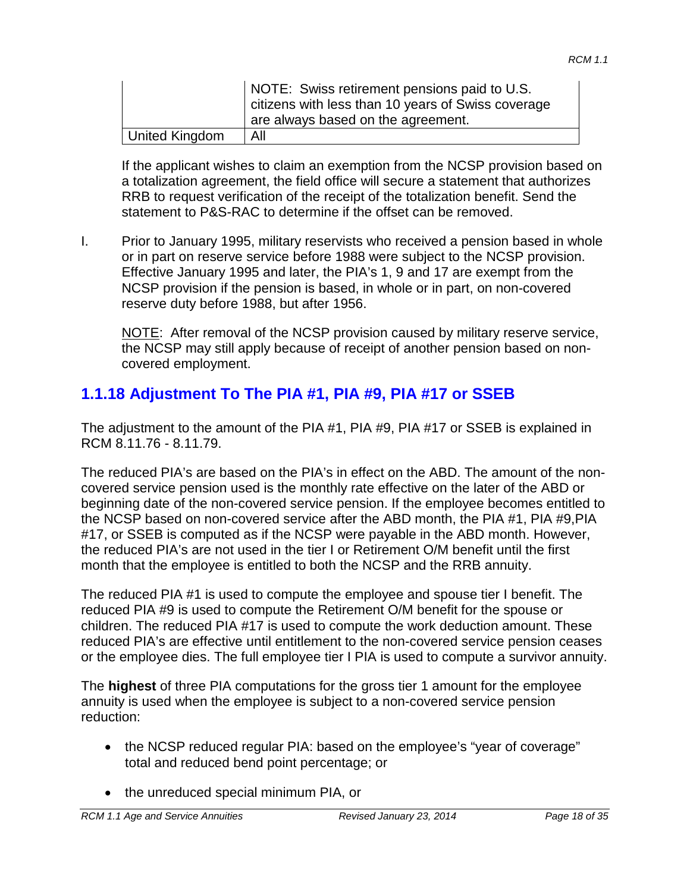| | |
|---|---|
| | NOTE: Swiss retirement pensions paid to U.S. citizens with less than 10 years of Swiss coverage are always based on the agreement. |
| United Kingdom | All |

If the applicant wishes to claim an exemption from the NCSP provision based on a totalization agreement, the field office will secure a statement that authorizes RRB to request verification of the receipt of the totalization benefit. Send the statement to P&S-RAC to determine if the offset can be removed.

I. Prior to January 1995, military reservists who received a pension based in whole or in part on reserve service before 1988 were subject to the NCSP provision. Effective January 1995 and later, the PIA's 1, 9 and 17 are exempt from the NCSP provision if the pension is based, in whole or in part, on non-covered reserve duty before 1988, but after 1956.

   NOTE: After removal of the NCSP provision caused by military reserve service, the NCSP may still apply because of receipt of another pension based on non-covered employment.

## 1.1.18 Adjustment To The PIA #1, PIA #9, PIA #17 or SSEB

The adjustment to the amount of the PIA #1, PIA #9, PIA #17 or SSEB is explained in RCM 8.11.76 - 8.11.79.

The reduced PIA's are based on the PIA's in effect on the ABD. The amount of the non-covered service pension used is the monthly rate effective on the later of the ABD or beginning date of the non-covered service pension. If the employee becomes entitled to the NCSP based on non-covered service after the ABD month, the PIA #1, PIA #9,PIA #17, or SSEB is computed as if the NCSP were payable in the ABD month. However, the reduced PIA's are not used in the tier I or Retirement O/M benefit until the first month that the employee is entitled to both the NCSP and the RRB annuity.

The reduced PIA #1 is used to compute the employee and spouse tier I benefit. The reduced PIA #9 is used to compute the Retirement O/M benefit for the spouse or children. The reduced PIA #17 is used to compute the work deduction amount. These reduced PIA's are effective until entitlement to the non-covered service pension ceases or the employee dies. The full employee tier I PIA is used to compute a survivor annuity.

The **highest** of three PIA computations for the gross tier 1 amount for the employee annuity is used when the employee is subject to a non-covered service pension reduction:

- the NCSP reduced regular PIA: based on the employee's "year of coverage" total and reduced bend point percentage; or
- the unreduced special minimum PIA, or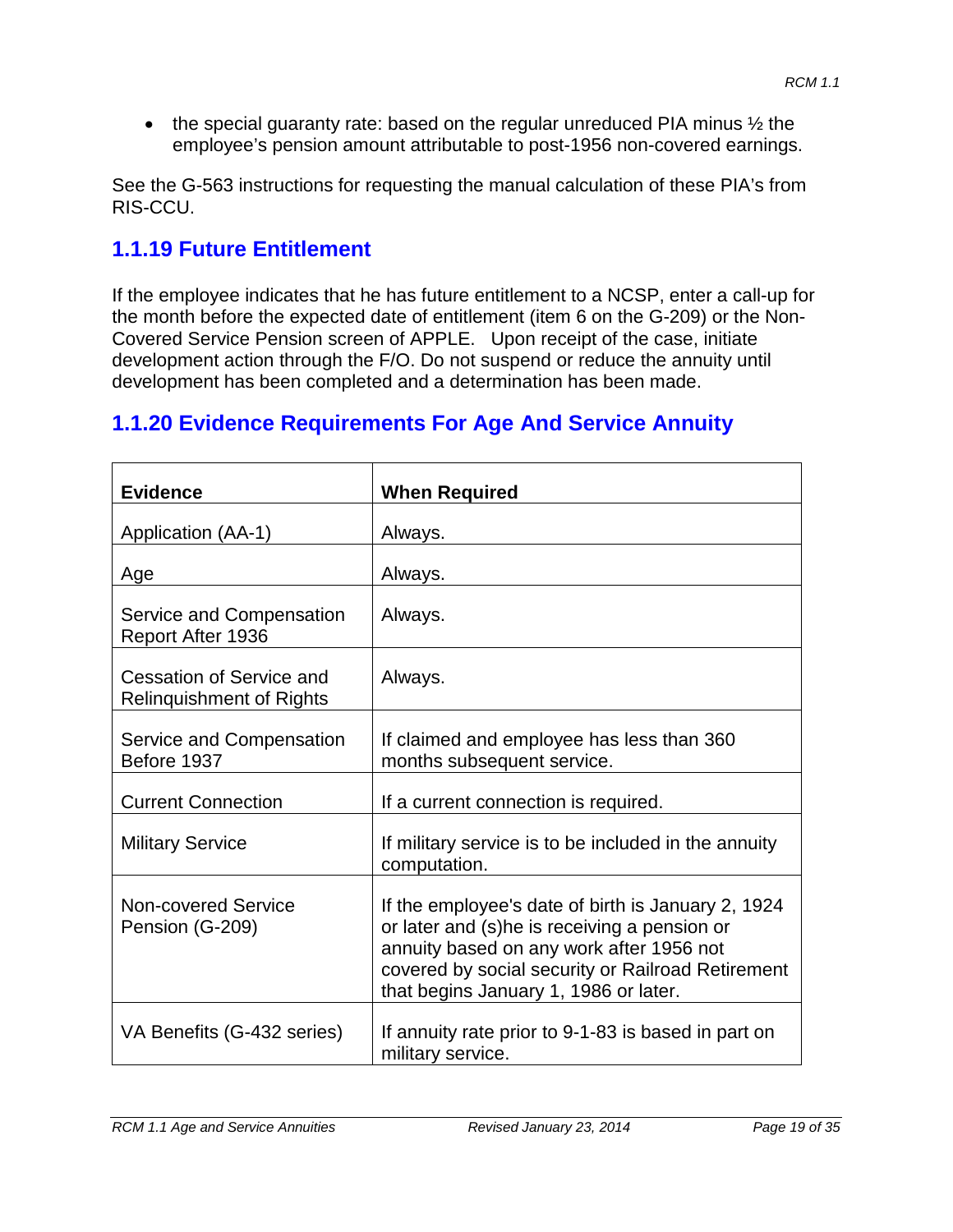- the special guaranty rate: based on the regular unreduced PIA minus ½ the employee's pension amount attributable to post-1956 non-covered earnings.

See the G-563 instructions for requesting the manual calculation of these PIA's from RIS-CCU.

### 1.1.19 Future Entitlement

If the employee indicates that he has future entitlement to a NCSP, enter a call-up for the month before the expected date of entitlement (item 6 on the G-209) or the Non-Covered Service Pension screen of APPLE. Upon receipt of the case, initiate development action through the F/O. Do not suspend or reduce the annuity until development has been completed and a determination has been made.

### 1.1.20 Evidence Requirements For Age And Service Annuity

| Evidence | When Required |
|---|---|
| Application (AA-1) | Always. |
| Age | Always. |
| Service and Compensation Report After 1936 | Always. |
| Cessation of Service and Relinquishment of Rights | Always. |
| Service and Compensation Before 1937 | If claimed and employee has less than 360 months subsequent service. |
| Current Connection | If a current connection is required. |
| Military Service | If military service is to be included in the annuity computation. |
| Non-covered Service Pension (G-209) | If the employee's date of birth is January 2, 1924 or later and (s)he is receiving a pension or annuity based on any work after 1956 not covered by social security or Railroad Retirement that begins January 1, 1986 or later. |
| VA Benefits (G-432 series) | If annuity rate prior to 9-1-83 is based in part on military service. |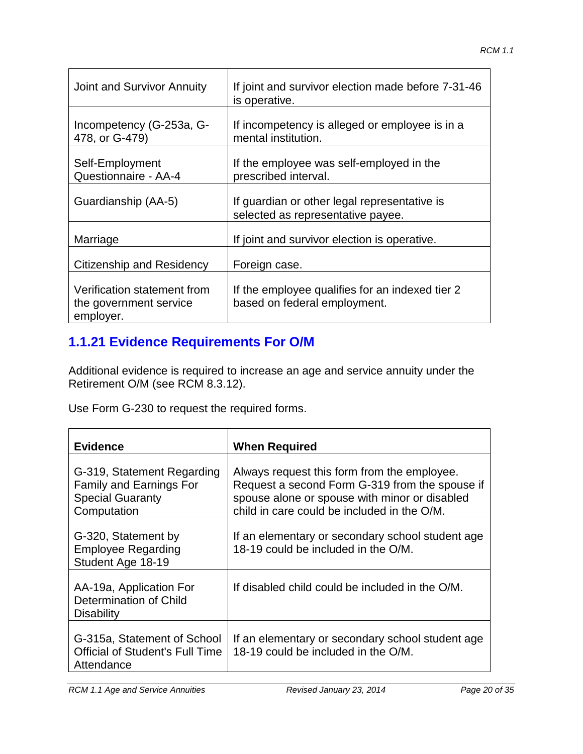| | |
|---|---|
| Joint and Survivor Annuity | If joint and survivor election made before 7-31-46 is operative. |
| Incompetency (G-253a, G-478, or G-479) | If incompetency is alleged or employee is in a mental institution. |
| Self-Employment Questionnaire - AA-4 | If the employee was self-employed in the prescribed interval. |
| Guardianship (AA-5) | If guardian or other legal representative is selected as representative payee. |
| Marriage | If joint and survivor election is operative. |
| Citizenship and Residency | Foreign case. |
| Verification statement from the government service employer. | If the employee qualifies for an indexed tier 2 based on federal employment. |

## 1.1.21 Evidence Requirements For O/M

Additional evidence is required to increase an age and service annuity under the Retirement O/M (see RCM 8.3.12).

Use Form G-230 to request the required forms.

| Evidence | When Required |
|---|---|
| G-319, Statement Regarding Family and Earnings For Special Guaranty Computation | Always request this form from the employee. Request a second Form G-319 from the spouse if spouse alone or spouse with minor or disabled child in care could be included in the O/M. |
| G-320, Statement by Employee Regarding Student Age 18-19 | If an elementary or secondary school student age 18-19 could be included in the O/M. |
| AA-19a, Application For Determination of Child Disability | If disabled child could be included in the O/M. |
| G-315a, Statement of School Official of Student's Full Time Attendance | If an elementary or secondary school student age 18-19 could be included in the O/M. |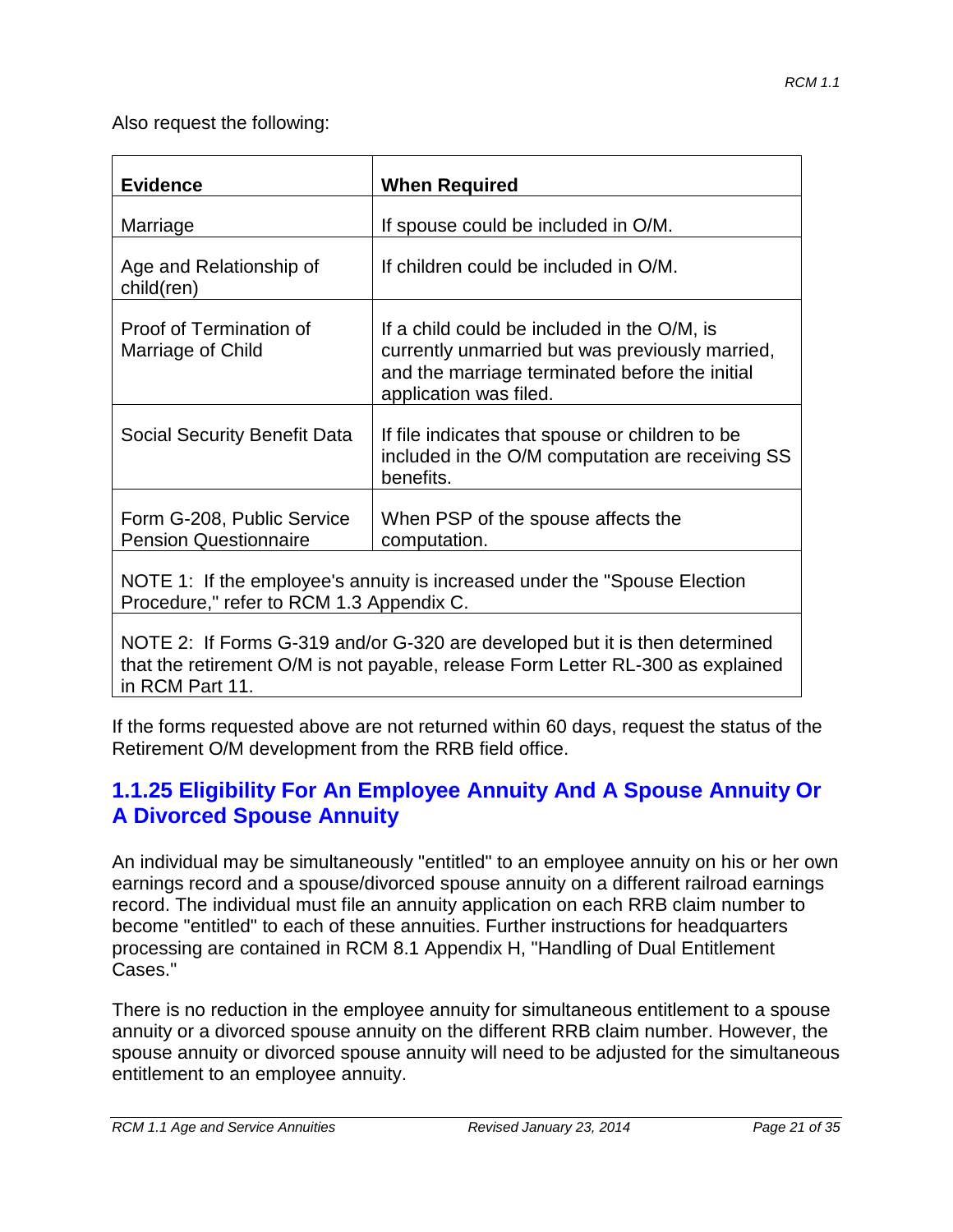Also request the following:

| Evidence | When Required |
|---|---|
| Marriage | If spouse could be included in O/M. |
| Age and Relationship of child(ren) | If children could be included in O/M. |
| Proof of Termination of Marriage of Child | If a child could be included in the O/M, is currently unmarried but was previously married, and the marriage terminated before the initial application was filed. |
| Social Security Benefit Data | If file indicates that spouse or children to be included in the O/M computation are receiving SS benefits. |
| Form G-208, Public Service Pension Questionnaire | When PSP of the spouse affects the computation. |
| NOTE 1: If the employee's annuity is increased under the "Spouse Election Procedure," refer to RCM 1.3 Appendix C. | |
| NOTE 2: If Forms G-319 and/or G-320 are developed but it is then determined that the retirement O/M is not payable, release Form Letter RL-300 as explained in RCM Part 11. | |

If the forms requested above are not returned within 60 days, request the status of the Retirement O/M development from the RRB field office.

## 1.1.25 Eligibility For An Employee Annuity And A Spouse Annuity Or A Divorced Spouse Annuity

An individual may be simultaneously "entitled" to an employee annuity on his or her own earnings record and a spouse/divorced spouse annuity on a different railroad earnings record. The individual must file an annuity application on each RRB claim number to become "entitled" to each of these annuities. Further instructions for headquarters processing are contained in RCM 8.1 Appendix H, "Handling of Dual Entitlement Cases."

There is no reduction in the employee annuity for simultaneous entitlement to a spouse annuity or a divorced spouse annuity on the different RRB claim number. However, the spouse annuity or divorced spouse annuity will need to be adjusted for the simultaneous entitlement to an employee annuity.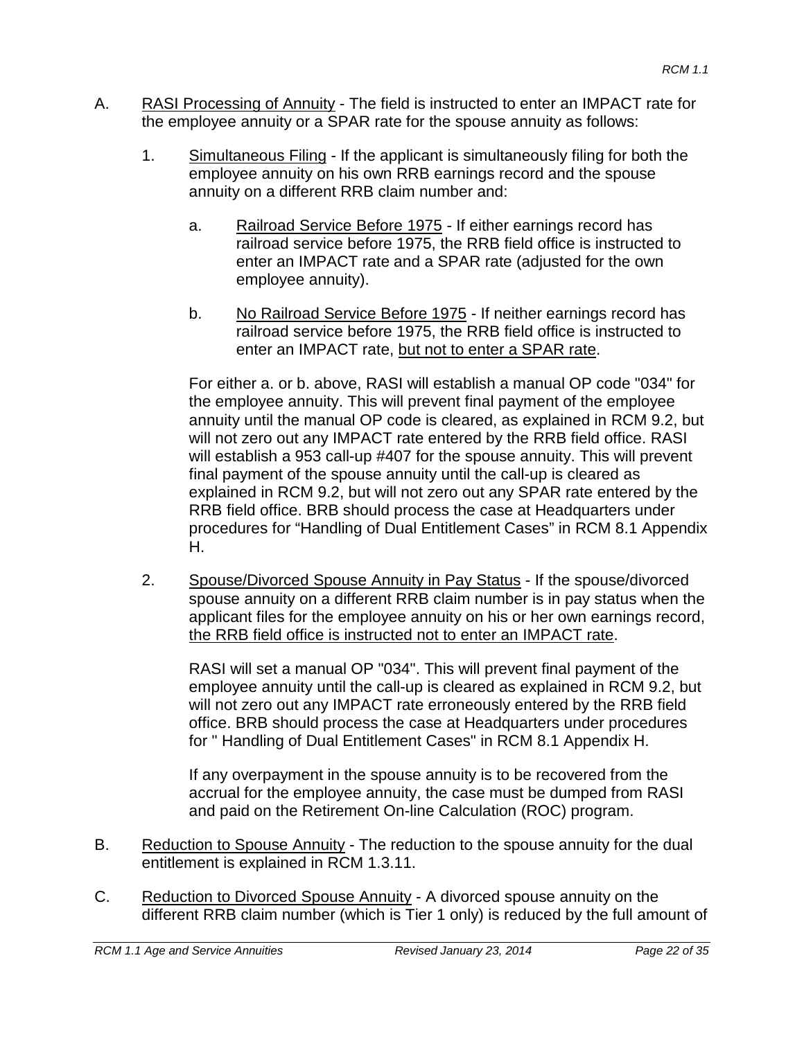A. <u>RASI Processing of Annuity</u> - The field is instructed to enter an IMPACT rate for the employee annuity or a SPAR rate for the spouse annuity as follows:

   1. <u>Simultaneous Filing</u> - If the applicant is simultaneously filing for both the employee annuity on his own RRB earnings record and the spouse annuity on a different RRB claim number and:

      a. <u>Railroad Service Before 1975</u> - If either earnings record has railroad service before 1975, the RRB field office is instructed to enter an IMPACT rate and a SPAR rate (adjusted for the own employee annuity).

      b. <u>No Railroad Service Before 1975</u> - If neither earnings record has railroad service before 1975, the RRB field office is instructed to enter an IMPACT rate, <u>but not to enter a SPAR rate</u>.

      For either a. or b. above, RASI will establish a manual OP code "034" for the employee annuity. This will prevent final payment of the employee annuity until the manual OP code is cleared, as explained in RCM 9.2, but will not zero out any IMPACT rate entered by the RRB field office. RASI will establish a 953 call-up #407 for the spouse annuity. This will prevent final payment of the spouse annuity until the call-up is cleared as explained in RCM 9.2, but will not zero out any SPAR rate entered by the RRB field office. BRB should process the case at Headquarters under procedures for "Handling of Dual Entitlement Cases" in RCM 8.1 Appendix H.

   2. <u>Spouse/Divorced Spouse Annuity in Pay Status</u> - If the spouse/divorced spouse annuity on a different RRB claim number is in pay status when the applicant files for the employee annuity on his or her own earnings record, <u>the RRB field office is instructed not to enter an IMPACT rate</u>.

      RASI will set a manual OP "034". This will prevent final payment of the employee annuity until the call-up is cleared as explained in RCM 9.2, but will not zero out any IMPACT rate erroneously entered by the RRB field office. BRB should process the case at Headquarters under procedures for " Handling of Dual Entitlement Cases" in RCM 8.1 Appendix H.

      If any overpayment in the spouse annuity is to be recovered from the accrual for the employee annuity, the case must be dumped from RASI and paid on the Retirement On-line Calculation (ROC) program.

B. <u>Reduction to Spouse Annuity</u> - The reduction to the spouse annuity for the dual entitlement is explained in RCM 1.3.11.

C. <u>Reduction to Divorced Spouse Annuity</u> - A divorced spouse annuity on the different RRB claim number (which is Tier 1 only) is reduced by the full amount of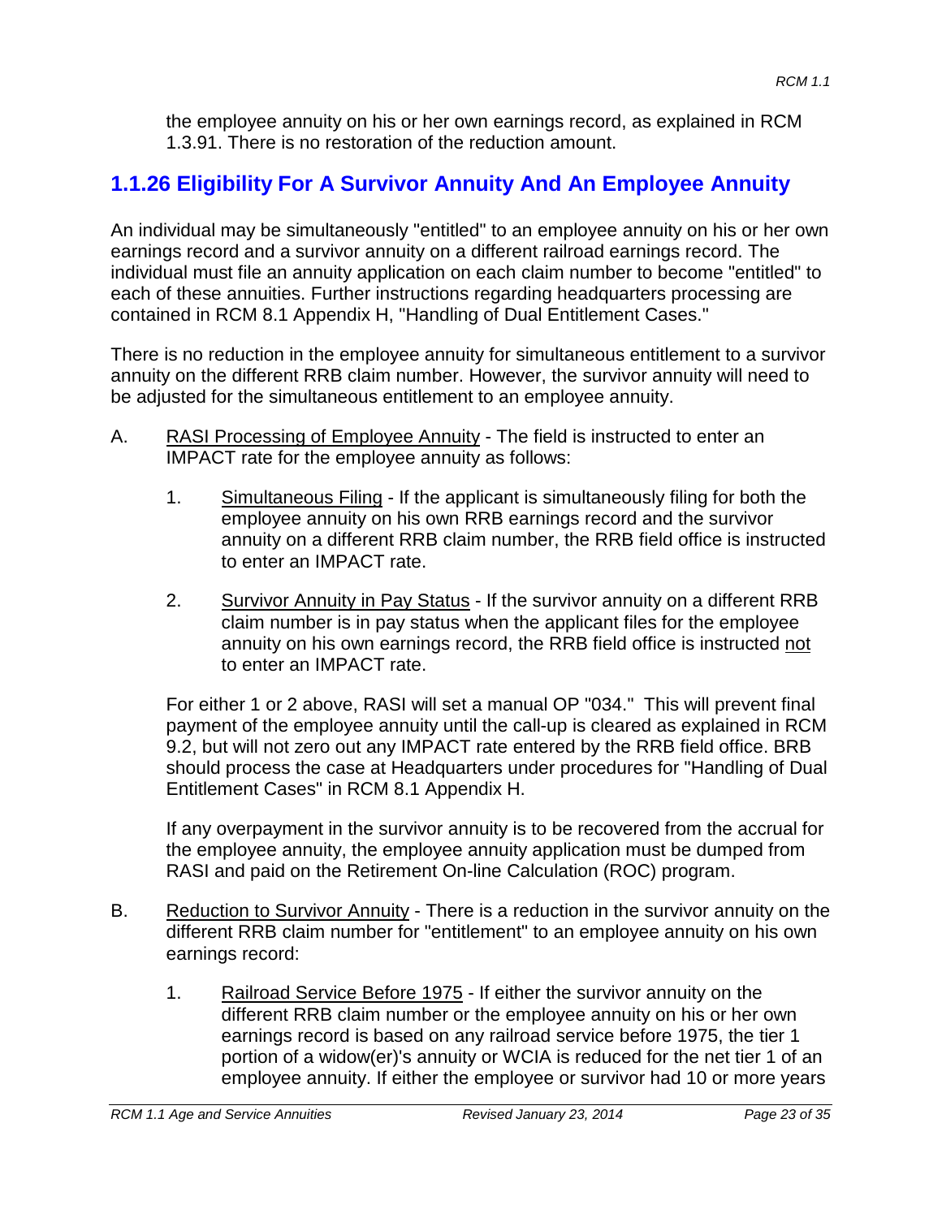the employee annuity on his or her own earnings record, as explained in RCM 1.3.91. There is no restoration of the reduction amount.

## 1.1.26 Eligibility For A Survivor Annuity And An Employee Annuity

An individual may be simultaneously "entitled" to an employee annuity on his or her own earnings record and a survivor annuity on a different railroad earnings record. The individual must file an annuity application on each claim number to become "entitled" to each of these annuities. Further instructions regarding headquarters processing are contained in RCM 8.1 Appendix H, "Handling of Dual Entitlement Cases."

There is no reduction in the employee annuity for simultaneous entitlement to a survivor annuity on the different RRB claim number. However, the survivor annuity will need to be adjusted for the simultaneous entitlement to an employee annuity.

A. RASI Processing of Employee Annuity - The field is instructed to enter an IMPACT rate for the employee annuity as follows:

   1. Simultaneous Filing - If the applicant is simultaneously filing for both the employee annuity on his own RRB earnings record and the survivor annuity on a different RRB claim number, the RRB field office is instructed to enter an IMPACT rate.

   2. Survivor Annuity in Pay Status - If the survivor annuity on a different RRB claim number is in pay status when the applicant files for the employee annuity on his own earnings record, the RRB field office is instructed not to enter an IMPACT rate.

   For either 1 or 2 above, RASI will set a manual OP "034." This will prevent final payment of the employee annuity until the call-up is cleared as explained in RCM 9.2, but will not zero out any IMPACT rate entered by the RRB field office. BRB should process the case at Headquarters under procedures for "Handling of Dual Entitlement Cases" in RCM 8.1 Appendix H.

   If any overpayment in the survivor annuity is to be recovered from the accrual for the employee annuity, the employee annuity application must be dumped from RASI and paid on the Retirement On-line Calculation (ROC) program.

B. Reduction to Survivor Annuity - There is a reduction in the survivor annuity on the different RRB claim number for "entitlement" to an employee annuity on his own earnings record:

   1. Railroad Service Before 1975 - If either the survivor annuity on the different RRB claim number or the employee annuity on his or her own earnings record is based on any railroad service before 1975, the tier 1 portion of a widow(er)'s annuity or WCIA is reduced for the net tier 1 of an employee annuity. If either the employee or survivor had 10 or more years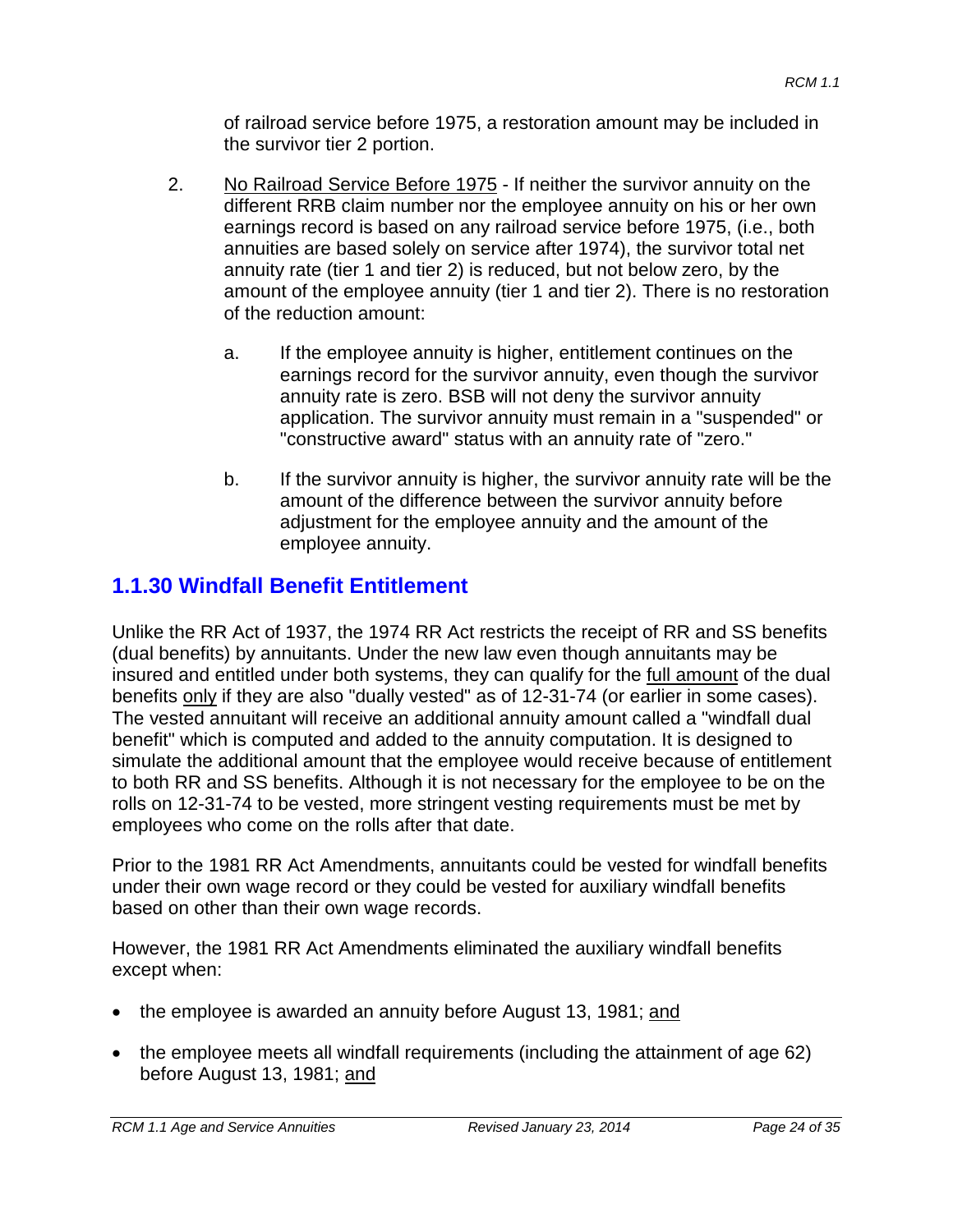of railroad service before 1975, a restoration amount may be included in the survivor tier 2 portion.

2. <u>No Railroad Service Before 1975</u> - If neither the survivor annuity on the different RRB claim number nor the employee annuity on his or her own earnings record is based on any railroad service before 1975, (i.e., both annuities are based solely on service after 1974), the survivor total net annuity rate (tier 1 and tier 2) is reduced, but not below zero, by the amount of the employee annuity (tier 1 and tier 2). There is no restoration of the reduction amount:

   a. If the employee annuity is higher, entitlement continues on the earnings record for the survivor annuity, even though the survivor annuity rate is zero. BSB will not deny the survivor annuity application. The survivor annuity must remain in a "suspended" or "constructive award" status with an annuity rate of "zero."

   b. If the survivor annuity is higher, the survivor annuity rate will be the amount of the difference between the survivor annuity before adjustment for the employee annuity and the amount of the employee annuity.

## 1.1.30 Windfall Benefit Entitlement

Unlike the RR Act of 1937, the 1974 RR Act restricts the receipt of RR and SS benefits (dual benefits) by annuitants. Under the new law even though annuitants may be insured and entitled under both systems, they can qualify for the <u>full amount</u> of the dual benefits <u>only</u> if they are also "dually vested" as of 12-31-74 (or earlier in some cases). The vested annuitant will receive an additional annuity amount called a "windfall dual benefit" which is computed and added to the annuity computation. It is designed to simulate the additional amount that the employee would receive because of entitlement to both RR and SS benefits. Although it is not necessary for the employee to be on the rolls on 12-31-74 to be vested, more stringent vesting requirements must be met by employees who come on the rolls after that date.

Prior to the 1981 RR Act Amendments, annuitants could be vested for windfall benefits under their own wage record or they could be vested for auxiliary windfall benefits based on other than their own wage records.

However, the 1981 RR Act Amendments eliminated the auxiliary windfall benefits except when:

- the employee is awarded an annuity before August 13, 1981; <u>and</u>
- the employee meets all windfall requirements (including the attainment of age 62) before August 13, 1981; <u>and</u>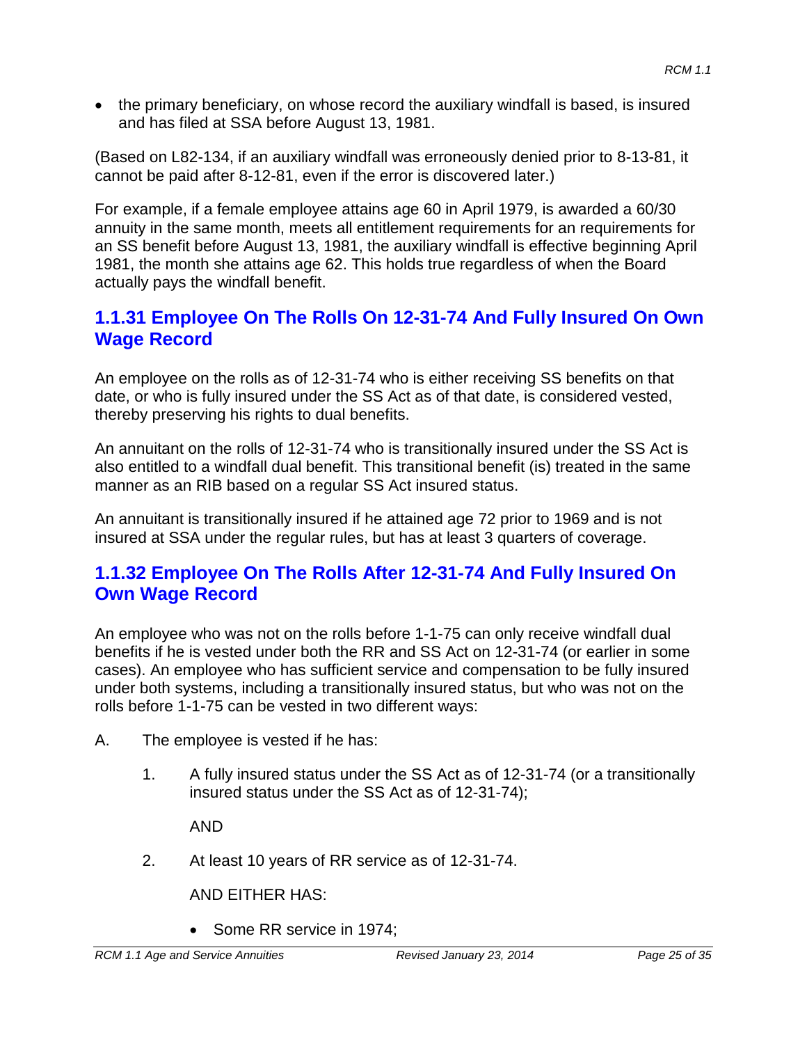- the primary beneficiary, on whose record the auxiliary windfall is based, is insured and has filed at SSA before August 13, 1981.

(Based on L82-134, if an auxiliary windfall was erroneously denied prior to 8-13-81, it cannot be paid after 8-12-81, even if the error is discovered later.)

For example, if a female employee attains age 60 in April 1979, is awarded a 60/30 annuity in the same month, meets all entitlement requirements for an requirements for an SS benefit before August 13, 1981, the auxiliary windfall is effective beginning April 1981, the month she attains age 62. This holds true regardless of when the Board actually pays the windfall benefit.

## 1.1.31 Employee On The Rolls On 12-31-74 And Fully Insured On Own Wage Record

An employee on the rolls as of 12-31-74 who is either receiving SS benefits on that date, or who is fully insured under the SS Act as of that date, is considered vested, thereby preserving his rights to dual benefits.

An annuitant on the rolls of 12-31-74 who is transitionally insured under the SS Act is also entitled to a windfall dual benefit. This transitional benefit (is) treated in the same manner as an RIB based on a regular SS Act insured status.

An annuitant is transitionally insured if he attained age 72 prior to 1969 and is not insured at SSA under the regular rules, but has at least 3 quarters of coverage.

## 1.1.32 Employee On The Rolls After 12-31-74 And Fully Insured On Own Wage Record

An employee who was not on the rolls before 1-1-75 can only receive windfall dual benefits if he is vested under both the RR and SS Act on 12-31-74 (or earlier in some cases). An employee who has sufficient service and compensation to be fully insured under both systems, including a transitionally insured status, but who was not on the rolls before 1-1-75 can be vested in two different ways:

A. The employee is vested if he has:

   1. A fully insured status under the SS Act as of 12-31-74 (or a transitionally insured status under the SS Act as of 12-31-74);

      AND

   2. At least 10 years of RR service as of 12-31-74.

      AND EITHER HAS:

      - Some RR service in 1974;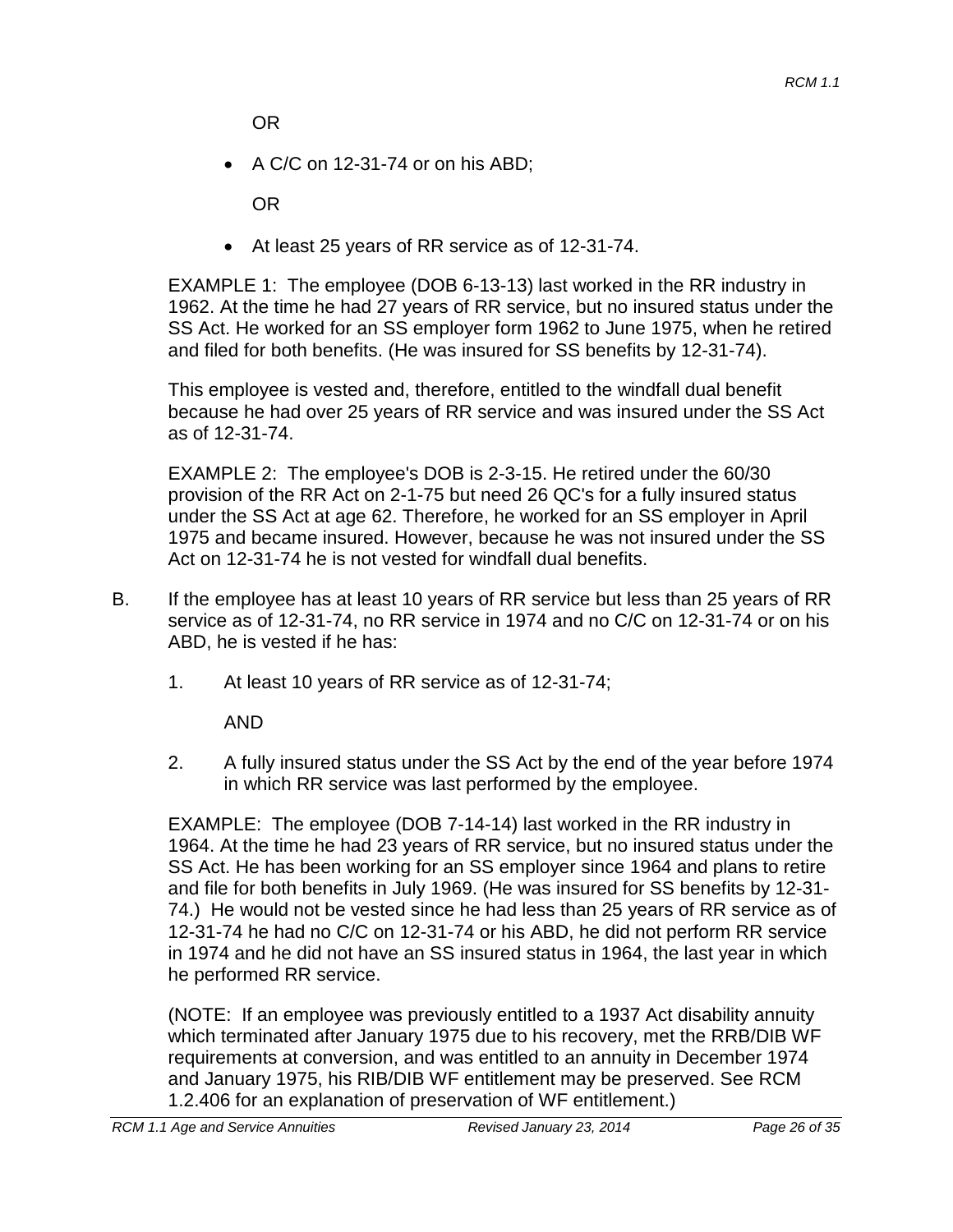OR

- A C/C on 12-31-74 or on his ABD;

  OR

- At least 25 years of RR service as of 12-31-74.

EXAMPLE 1: The employee (DOB 6-13-13) last worked in the RR industry in 1962. At the time he had 27 years of RR service, but no insured status under the SS Act. He worked for an SS employer form 1962 to June 1975, when he retired and filed for both benefits. (He was insured for SS benefits by 12-31-74).

This employee is vested and, therefore, entitled to the windfall dual benefit because he had over 25 years of RR service and was insured under the SS Act as of 12-31-74.

EXAMPLE 2: The employee's DOB is 2-3-15. He retired under the 60/30 provision of the RR Act on 2-1-75 but need 26 QC's for a fully insured status under the SS Act at age 62. Therefore, he worked for an SS employer in April 1975 and became insured. However, because he was not insured under the SS Act on 12-31-74 he is not vested for windfall dual benefits.

B. If the employee has at least 10 years of RR service but less than 25 years of RR service as of 12-31-74, no RR service in 1974 and no C/C on 12-31-74 or on his ABD, he is vested if he has:

1. At least 10 years of RR service as of 12-31-74;

   AND

2. A fully insured status under the SS Act by the end of the year before 1974 in which RR service was last performed by the employee.

EXAMPLE: The employee (DOB 7-14-14) last worked in the RR industry in 1964. At the time he had 23 years of RR service, but no insured status under the SS Act. He has been working for an SS employer since 1964 and plans to retire and file for both benefits in July 1969. (He was insured for SS benefits by 12-31-74.) He would not be vested since he had less than 25 years of RR service as of 12-31-74 he had no C/C on 12-31-74 or his ABD, he did not perform RR service in 1974 and he did not have an SS insured status in 1964, the last year in which he performed RR service.

(NOTE: If an employee was previously entitled to a 1937 Act disability annuity which terminated after January 1975 due to his recovery, met the RRB/DIB WF requirements at conversion, and was entitled to an annuity in December 1974 and January 1975, his RIB/DIB WF entitlement may be preserved. See RCM 1.2.406 for an explanation of preservation of WF entitlement.)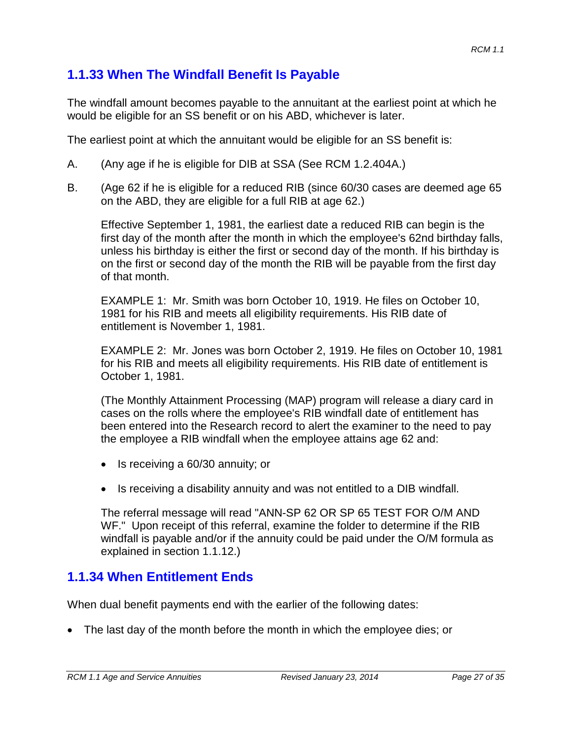## 1.1.33 When The Windfall Benefit Is Payable

The windfall amount becomes payable to the annuitant at the earliest point at which he would be eligible for an SS benefit or on his ABD, whichever is later.

The earliest point at which the annuitant would be eligible for an SS benefit is:

A. (Any age if he is eligible for DIB at SSA (See RCM 1.2.404A.)

B. (Age 62 if he is eligible for a reduced RIB (since 60/30 cases are deemed age 65 on the ABD, they are eligible for a full RIB at age 62.)

   Effective September 1, 1981, the earliest date a reduced RIB can begin is the first day of the month after the month in which the employee's 62nd birthday falls, unless his birthday is either the first or second day of the month. If his birthday is on the first or second day of the month the RIB will be payable from the first day of that month.

   EXAMPLE 1: Mr. Smith was born October 10, 1919. He files on October 10, 1981 for his RIB and meets all eligibility requirements. His RIB date of entitlement is November 1, 1981.

   EXAMPLE 2: Mr. Jones was born October 2, 1919. He files on October 10, 1981 for his RIB and meets all eligibility requirements. His RIB date of entitlement is October 1, 1981.

   (The Monthly Attainment Processing (MAP) program will release a diary card in cases on the rolls where the employee's RIB windfall date of entitlement has been entered into the Research record to alert the examiner to the need to pay the employee a RIB windfall when the employee attains age 62 and:

   - Is receiving a 60/30 annuity; or
   - Is receiving a disability annuity and was not entitled to a DIB windfall.

   The referral message will read "ANN-SP 62 OR SP 65 TEST FOR O/M AND WF." Upon receipt of this referral, examine the folder to determine if the RIB windfall is payable and/or if the annuity could be paid under the O/M formula as explained in section 1.1.12.)

## 1.1.34 When Entitlement Ends

When dual benefit payments end with the earlier of the following dates:

- The last day of the month before the month in which the employee dies; or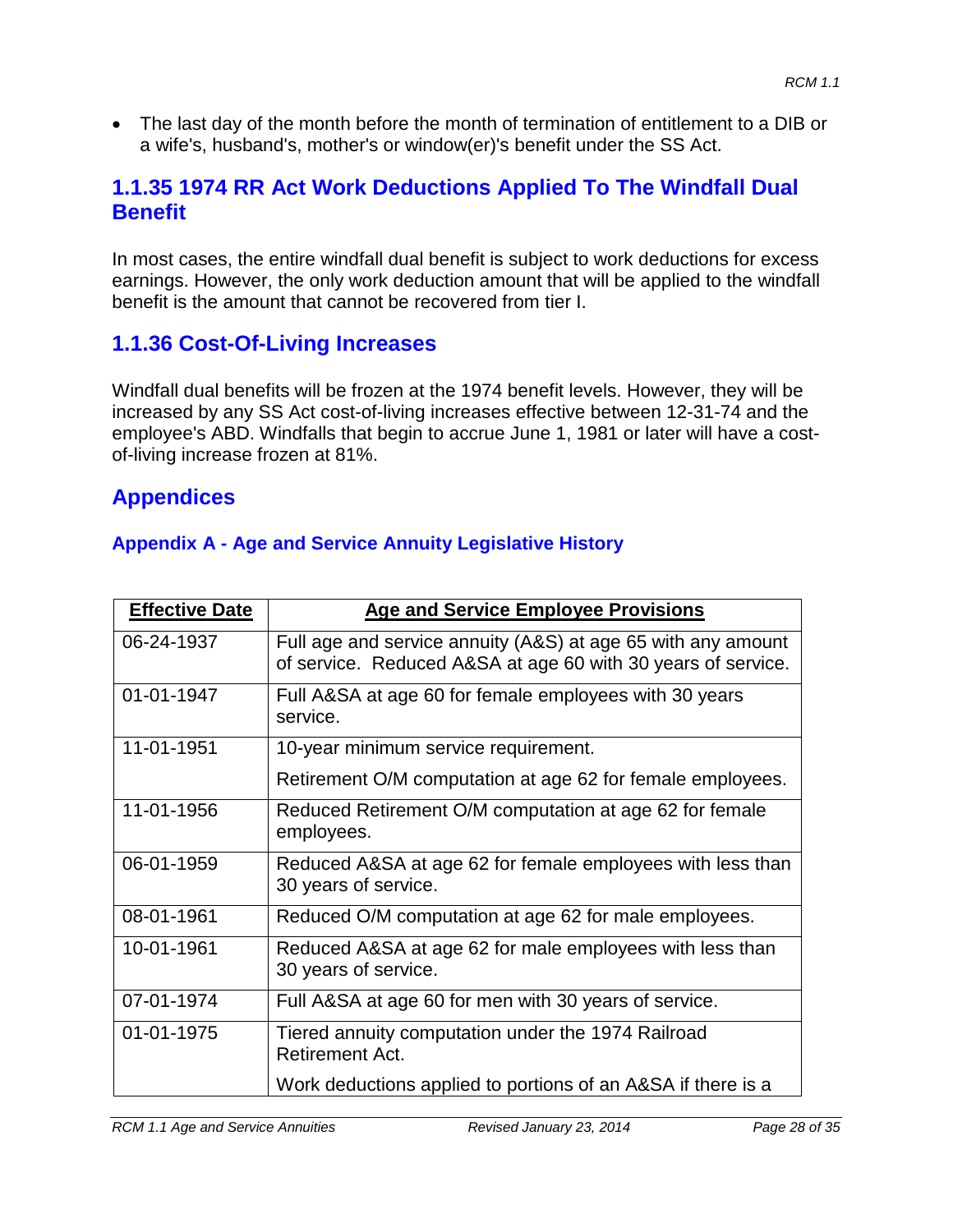- The last day of the month before the month of termination of entitlement to a DIB or a wife's, husband's, mother's or window(er)'s benefit under the SS Act.

### 1.1.35 1974 RR Act Work Deductions Applied To The Windfall Dual Benefit

In most cases, the entire windfall dual benefit is subject to work deductions for excess earnings. However, the only work deduction amount that will be applied to the windfall benefit is the amount that cannot be recovered from tier I.

### 1.1.36 Cost-Of-Living Increases

Windfall dual benefits will be frozen at the 1974 benefit levels. However, they will be increased by any SS Act cost-of-living increases effective between 12-31-74 and the employee's ABD. Windfalls that begin to accrue June 1, 1981 or later will have a cost-of-living increase frozen at 81%.

## Appendices

### Appendix A - Age and Service Annuity Legislative History

| Effective Date | Age and Service Employee Provisions |
|---|---|
| 06-24-1937 | Full age and service annuity (A&S) at age 65 with any amount of service. Reduced A&SA at age 60 with 30 years of service. |
| 01-01-1947 | Full A&SA at age 60 for female employees with 30 years service. |
| 11-01-1951 | 10-year minimum service requirement.<br>Retirement O/M computation at age 62 for female employees. |
| 11-01-1956 | Reduced Retirement O/M computation at age 62 for female employees. |
| 06-01-1959 | Reduced A&SA at age 62 for female employees with less than 30 years of service. |
| 08-01-1961 | Reduced O/M computation at age 62 for male employees. |
| 10-01-1961 | Reduced A&SA at age 62 for male employees with less than 30 years of service. |
| 07-01-1974 | Full A&SA at age 60 for men with 30 years of service. |
| 01-01-1975 | Tiered annuity computation under the 1974 Railroad Retirement Act.<br>Work deductions applied to portions of an A&SA if there is a |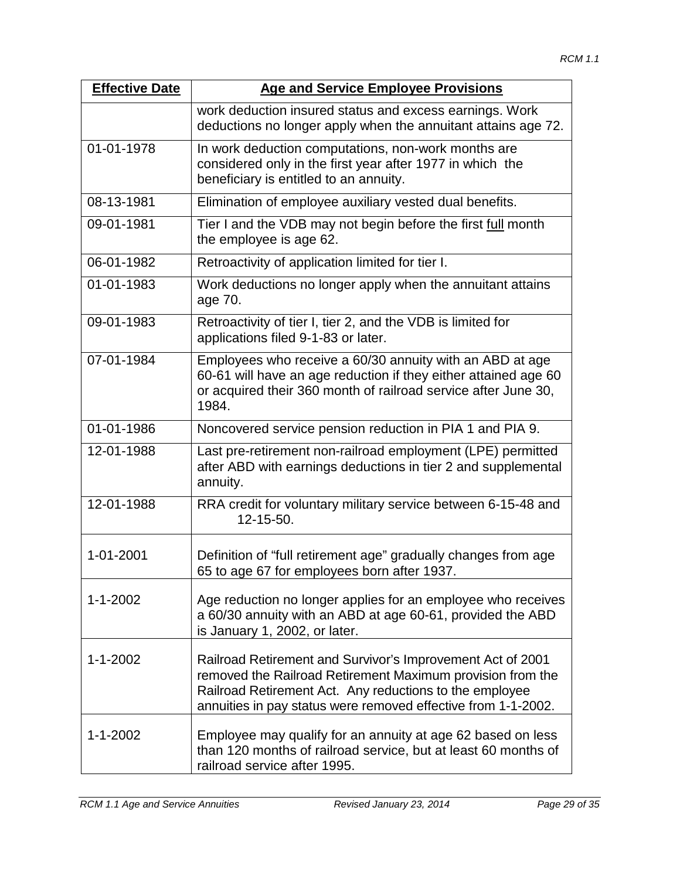| Effective Date | Age and Service Employee Provisions |
| --- | --- |
| | work deduction insured status and excess earnings. Work deductions no longer apply when the annuitant attains age 72. |
| 01-01-1978 | In work deduction computations, non-work months are considered only in the first year after 1977 in which the beneficiary is entitled to an annuity. |
| 08-13-1981 | Elimination of employee auxiliary vested dual benefits. |
| 09-01-1981 | Tier I and the VDB may not begin before the first full month the employee is age 62. |
| 06-01-1982 | Retroactivity of application limited for tier I. |
| 01-01-1983 | Work deductions no longer apply when the annuitant attains age 70. |
| 09-01-1983 | Retroactivity of tier I, tier 2, and the VDB is limited for applications filed 9-1-83 or later. |
| 07-01-1984 | Employees who receive a 60/30 annuity with an ABD at age 60-61 will have an age reduction if they either attained age 60 or acquired their 360 month of railroad service after June 30, 1984. |
| 01-01-1986 | Noncovered service pension reduction in PIA 1 and PIA 9. |
| 12-01-1988 | Last pre-retirement non-railroad employment (LPE) permitted after ABD with earnings deductions in tier 2 and supplemental annuity. |
| 12-01-1988 | RRA credit for voluntary military service between 6-15-48 and 12-15-50. |
| 1-01-2001 | Definition of “full retirement age” gradually changes from age 65 to age 67 for employees born after 1937. |
| 1-1-2002 | Age reduction no longer applies for an employee who receives a 60/30 annuity with an ABD at age 60-61, provided the ABD is January 1, 2002, or later. |
| 1-1-2002 | Railroad Retirement and Survivor’s Improvement Act of 2001 removed the Railroad Retirement Maximum provision from the Railroad Retirement Act. Any reductions to the employee annuities in pay status were removed effective from 1-1-2002. |
| 1-1-2002 | Employee may qualify for an annuity at age 62 based on less than 120 months of railroad service, but at least 60 months of railroad service after 1995. |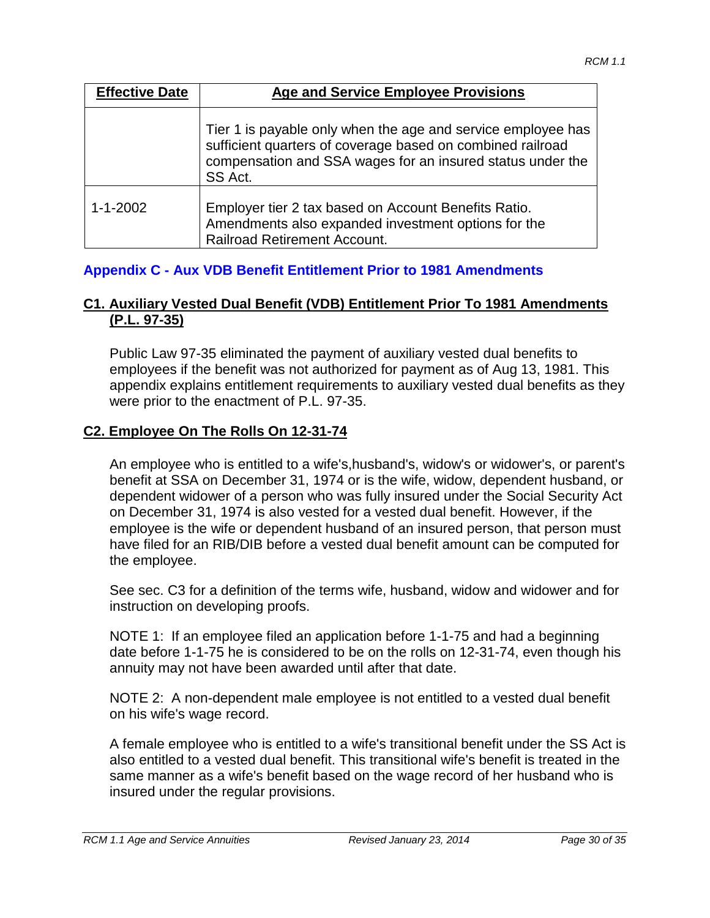| Effective Date | Age and Service Employee Provisions |
|---|---|
| | Tier 1 is payable only when the age and service employee has sufficient quarters of coverage based on combined railroad compensation and SSA wages for an insured status under the SS Act. |
| 1-1-2002 | Employer tier 2 tax based on Account Benefits Ratio. Amendments also expanded investment options for the Railroad Retirement Account. |

## Appendix C - Aux VDB Benefit Entitlement Prior to 1981 Amendments

### C1. Auxiliary Vested Dual Benefit (VDB) Entitlement Prior To 1981 Amendments (P.L. 97-35)

Public Law 97-35 eliminated the payment of auxiliary vested dual benefits to employees if the benefit was not authorized for payment as of Aug 13, 1981. This appendix explains entitlement requirements to auxiliary vested dual benefits as they were prior to the enactment of P.L. 97-35.

### C2. Employee On The Rolls On 12-31-74

An employee who is entitled to a wife's,husband's, widow's or widower's, or parent's benefit at SSA on December 31, 1974 or is the wife, widow, dependent husband, or dependent widower of a person who was fully insured under the Social Security Act on December 31, 1974 is also vested for a vested dual benefit. However, if the employee is the wife or dependent husband of an insured person, that person must have filed for an RIB/DIB before a vested dual benefit amount can be computed for the employee.

See sec. C3 for a definition of the terms wife, husband, widow and widower and for instruction on developing proofs.

NOTE 1: If an employee filed an application before 1-1-75 and had a beginning date before 1-1-75 he is considered to be on the rolls on 12-31-74, even though his annuity may not have been awarded until after that date.

NOTE 2: A non-dependent male employee is not entitled to a vested dual benefit on his wife's wage record.

A female employee who is entitled to a wife's transitional benefit under the SS Act is also entitled to a vested dual benefit. This transitional wife's benefit is treated in the same manner as a wife's benefit based on the wage record of her husband who is insured under the regular provisions.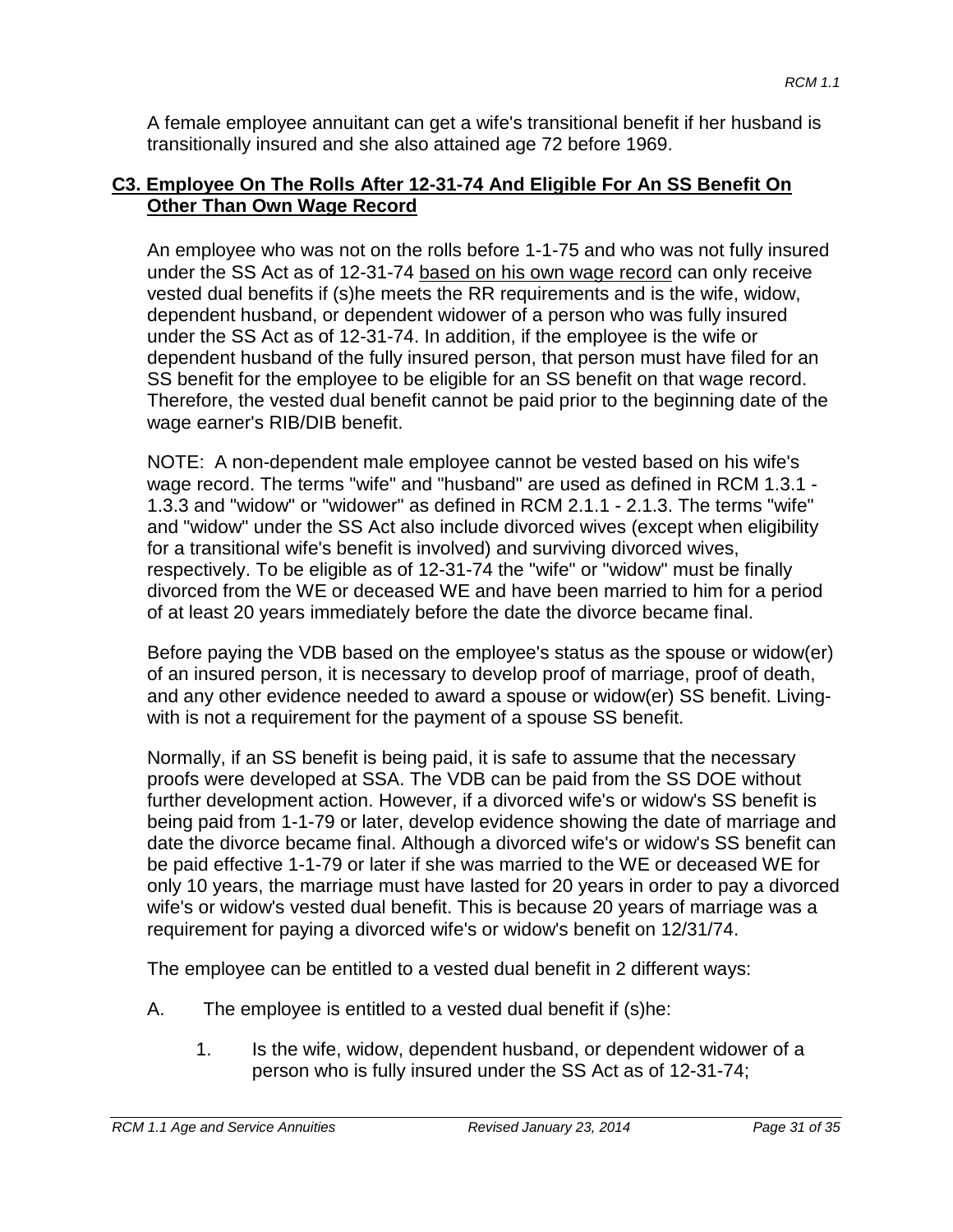A female employee annuitant can get a wife's transitional benefit if her husband is transitionally insured and she also attained age 72 before 1969.

### C3. Employee On The Rolls After 12-31-74 And Eligible For An SS Benefit On Other Than Own Wage Record

An employee who was not on the rolls before 1-1-75 and who was not fully insured under the SS Act as of 12-31-74 based on his own wage record can only receive vested dual benefits if (s)he meets the RR requirements and is the wife, widow, dependent husband, or dependent widower of a person who was fully insured under the SS Act as of 12-31-74. In addition, if the employee is the wife or dependent husband of the fully insured person, that person must have filed for an SS benefit for the employee to be eligible for an SS benefit on that wage record. Therefore, the vested dual benefit cannot be paid prior to the beginning date of the wage earner's RIB/DIB benefit.

NOTE: A non-dependent male employee cannot be vested based on his wife's wage record. The terms "wife" and "husband" are used as defined in RCM 1.3.1 - 1.3.3 and "widow" or "widower" as defined in RCM 2.1.1 - 2.1.3. The terms "wife" and "widow" under the SS Act also include divorced wives (except when eligibility for a transitional wife's benefit is involved) and surviving divorced wives, respectively. To be eligible as of 12-31-74 the "wife" or "widow" must be finally divorced from the WE or deceased WE and have been married to him for a period of at least 20 years immediately before the date the divorce became final.

Before paying the VDB based on the employee's status as the spouse or widow(er) of an insured person, it is necessary to develop proof of marriage, proof of death, and any other evidence needed to award a spouse or widow(er) SS benefit. Living-with is not a requirement for the payment of a spouse SS benefit.

Normally, if an SS benefit is being paid, it is safe to assume that the necessary proofs were developed at SSA. The VDB can be paid from the SS DOE without further development action. However, if a divorced wife's or widow's SS benefit is being paid from 1-1-79 or later, develop evidence showing the date of marriage and date the divorce became final. Although a divorced wife's or widow's SS benefit can be paid effective 1-1-79 or later if she was married to the WE or deceased WE for only 10 years, the marriage must have lasted for 20 years in order to pay a divorced wife's or widow's vested dual benefit. This is because 20 years of marriage was a requirement for paying a divorced wife's or widow's benefit on 12/31/74.

The employee can be entitled to a vested dual benefit in 2 different ways:

A. The employee is entitled to a vested dual benefit if (s)he:

   1. Is the wife, widow, dependent husband, or dependent widower of a person who is fully insured under the SS Act as of 12-31-74;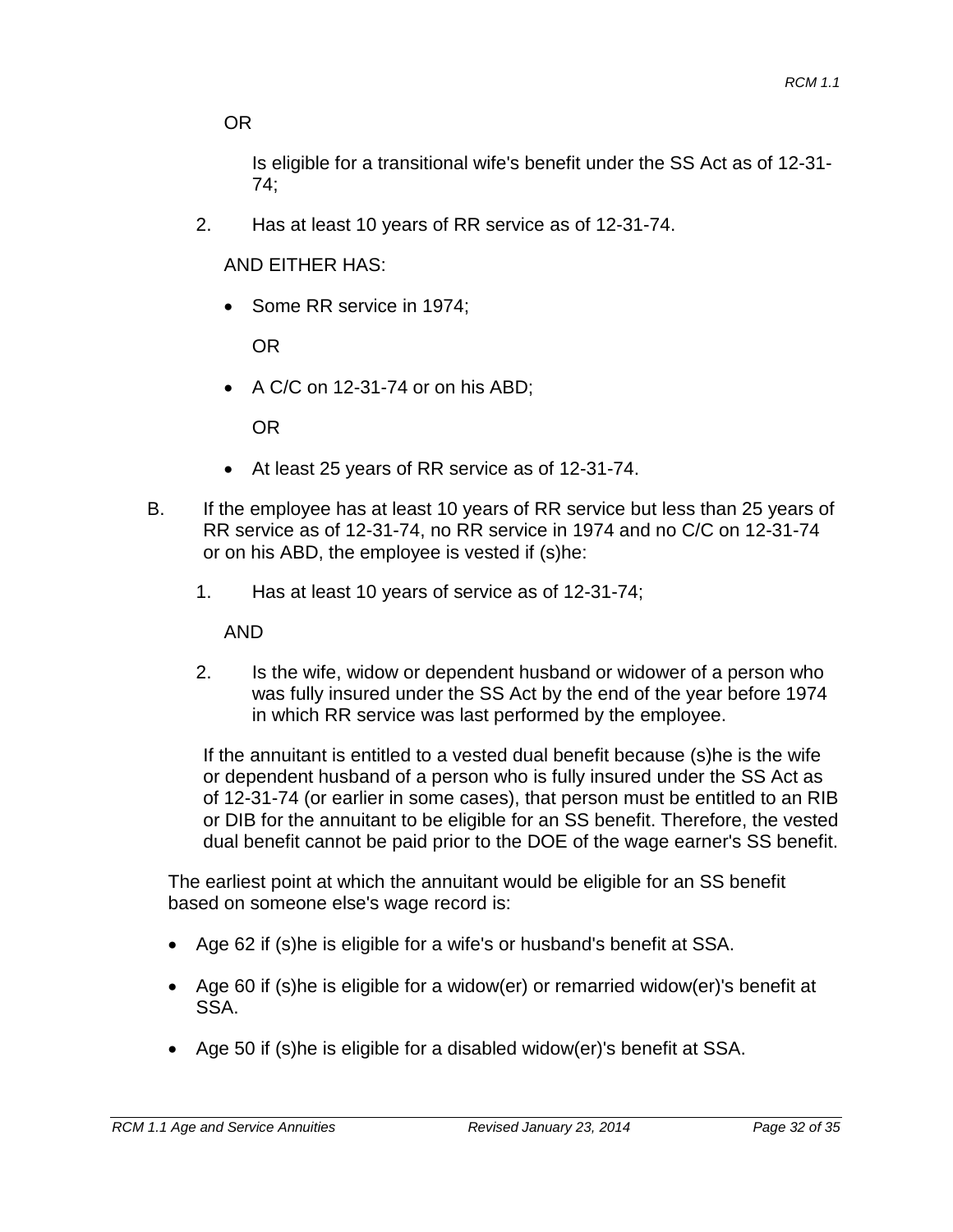OR

Is eligible for a transitional wife's benefit under the SS Act as of 12-31-74;

2. Has at least 10 years of RR service as of 12-31-74.

   AND EITHER HAS:

   - Some RR service in 1974;

     OR

   - A C/C on 12-31-74 or on his ABD;

     OR

   - At least 25 years of RR service as of 12-31-74.

B. If the employee has at least 10 years of RR service but less than 25 years of RR service as of 12-31-74, no RR service in 1974 and no C/C on 12-31-74 or on his ABD, the employee is vested if (s)he:

   1. Has at least 10 years of service as of 12-31-74;

      AND

   2. Is the wife, widow or dependent husband or widower of a person who was fully insured under the SS Act by the end of the year before 1974 in which RR service was last performed by the employee.

   If the annuitant is entitled to a vested dual benefit because (s)he is the wife or dependent husband of a person who is fully insured under the SS Act as of 12-31-74 (or earlier in some cases), that person must be entitled to an RIB or DIB for the annuitant to be eligible for an SS benefit. Therefore, the vested dual benefit cannot be paid prior to the DOE of the wage earner's SS benefit.

The earliest point at which the annuitant would be eligible for an SS benefit based on someone else's wage record is:

- Age 62 if (s)he is eligible for a wife's or husband's benefit at SSA.
- Age 60 if (s)he is eligible for a widow(er) or remarried widow(er)'s benefit at SSA.
- Age 50 if (s)he is eligible for a disabled widow(er)'s benefit at SSA.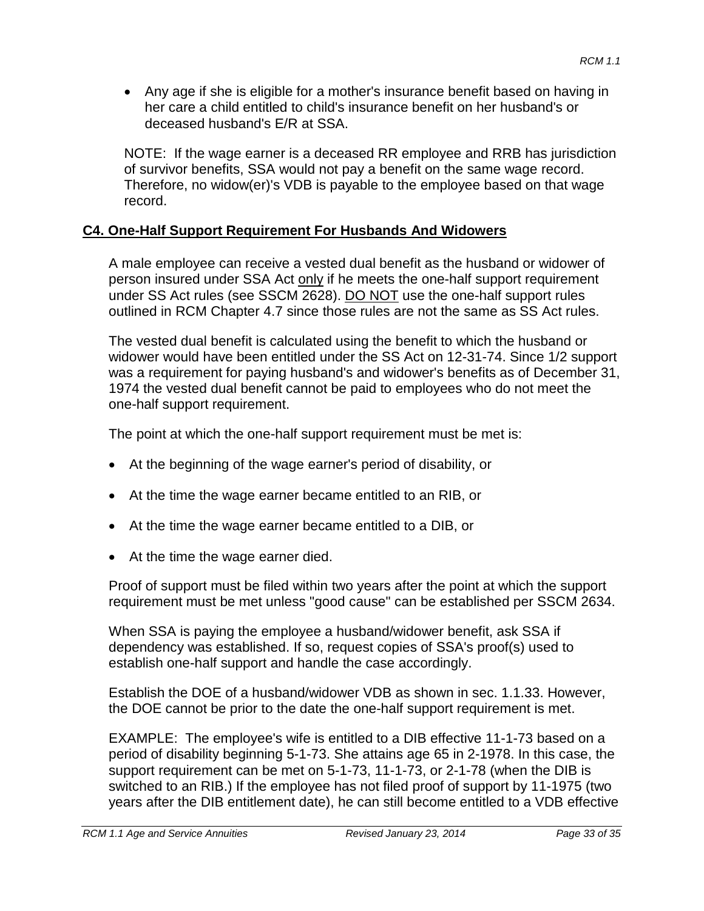- Any age if she is eligible for a mother's insurance benefit based on having in her care a child entitled to child's insurance benefit on her husband's or deceased husband's E/R at SSA.

NOTE: If the wage earner is a deceased RR employee and RRB has jurisdiction of survivor benefits, SSA would not pay a benefit on the same wage record. Therefore, no widow(er)'s VDB is payable to the employee based on that wage record.

## C4. One-Half Support Requirement For Husbands And Widowers

A male employee can receive a vested dual benefit as the husband or widower of person insured under SSA Act only if he meets the one-half support requirement under SS Act rules (see SSCM 2628). DO NOT use the one-half support rules outlined in RCM Chapter 4.7 since those rules are not the same as SS Act rules.

The vested dual benefit is calculated using the benefit to which the husband or widower would have been entitled under the SS Act on 12-31-74. Since 1/2 support was a requirement for paying husband's and widower's benefits as of December 31, 1974 the vested dual benefit cannot be paid to employees who do not meet the one-half support requirement.

The point at which the one-half support requirement must be met is:

- At the beginning of the wage earner's period of disability, or
- At the time the wage earner became entitled to an RIB, or
- At the time the wage earner became entitled to a DIB, or
- At the time the wage earner died.

Proof of support must be filed within two years after the point at which the support requirement must be met unless "good cause" can be established per SSCM 2634.

When SSA is paying the employee a husband/widower benefit, ask SSA if dependency was established. If so, request copies of SSA's proof(s) used to establish one-half support and handle the case accordingly.

Establish the DOE of a husband/widower VDB as shown in sec. 1.1.33. However, the DOE cannot be prior to the date the one-half support requirement is met.

EXAMPLE: The employee's wife is entitled to a DIB effective 11-1-73 based on a period of disability beginning 5-1-73. She attains age 65 in 2-1978. In this case, the support requirement can be met on 5-1-73, 11-1-73, or 2-1-78 (when the DIB is switched to an RIB.) If the employee has not filed proof of support by 11-1975 (two years after the DIB entitlement date), he can still become entitled to a VDB effective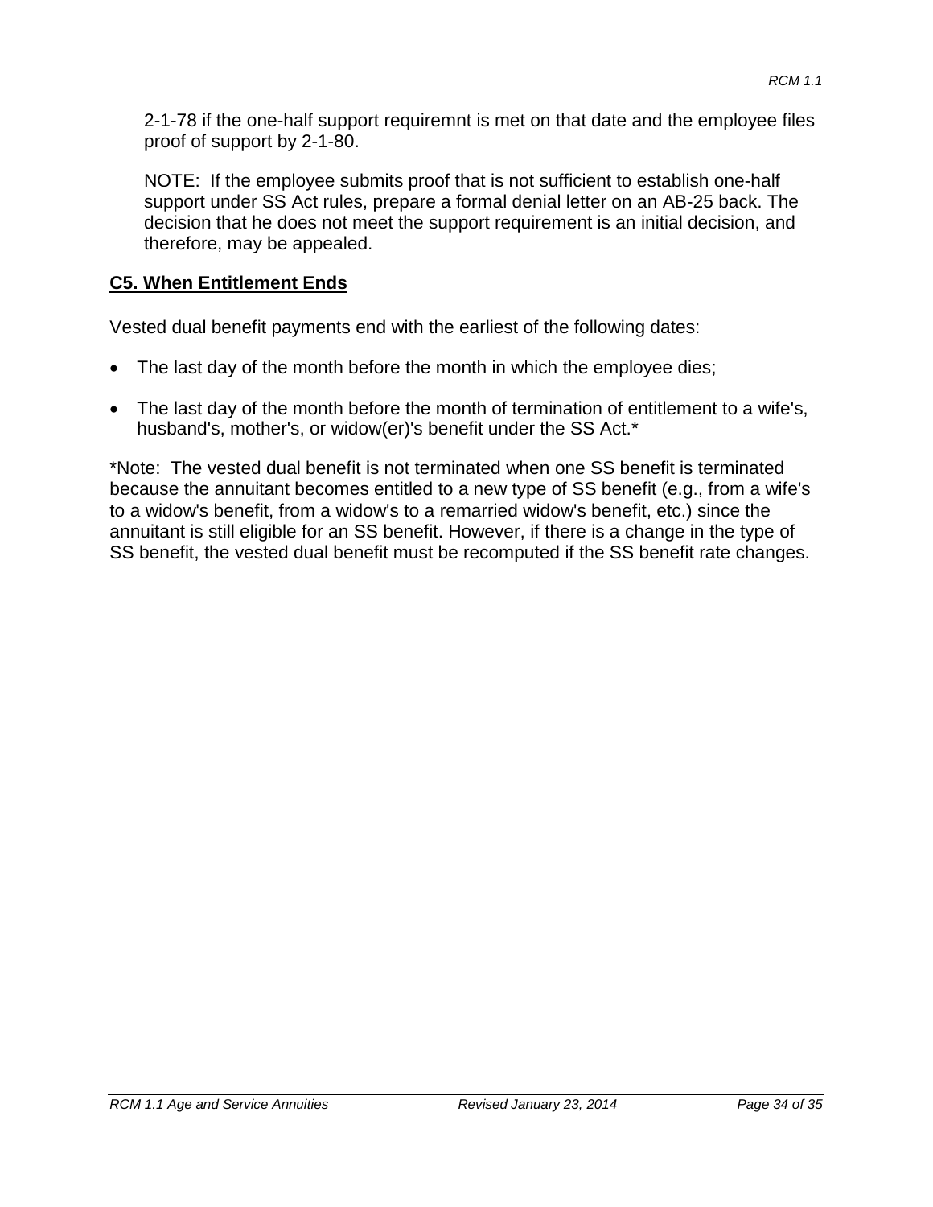2-1-78 if the one-half support requiremnt is met on that date and the employee files proof of support by 2-1-80.

NOTE: If the employee submits proof that is not sufficient to establish one-half support under SS Act rules, prepare a formal denial letter on an AB-25 back. The decision that he does not meet the support requirement is an initial decision, and therefore, may be appealed.

## C5. When Entitlement Ends

Vested dual benefit payments end with the earliest of the following dates:

- The last day of the month before the month in which the employee dies;
- The last day of the month before the month of termination of entitlement to a wife's, husband's, mother's, or widow(er)'s benefit under the SS Act.*

*Note: The vested dual benefit is not terminated when one SS benefit is terminated because the annuitant becomes entitled to a new type of SS benefit (e.g., from a wife's to a widow's benefit, from a widow's to a remarried widow's benefit, etc.) since the annuitant is still eligible for an SS benefit. However, if there is a change in the type of SS benefit, the vested dual benefit must be recomputed if the SS benefit rate changes.